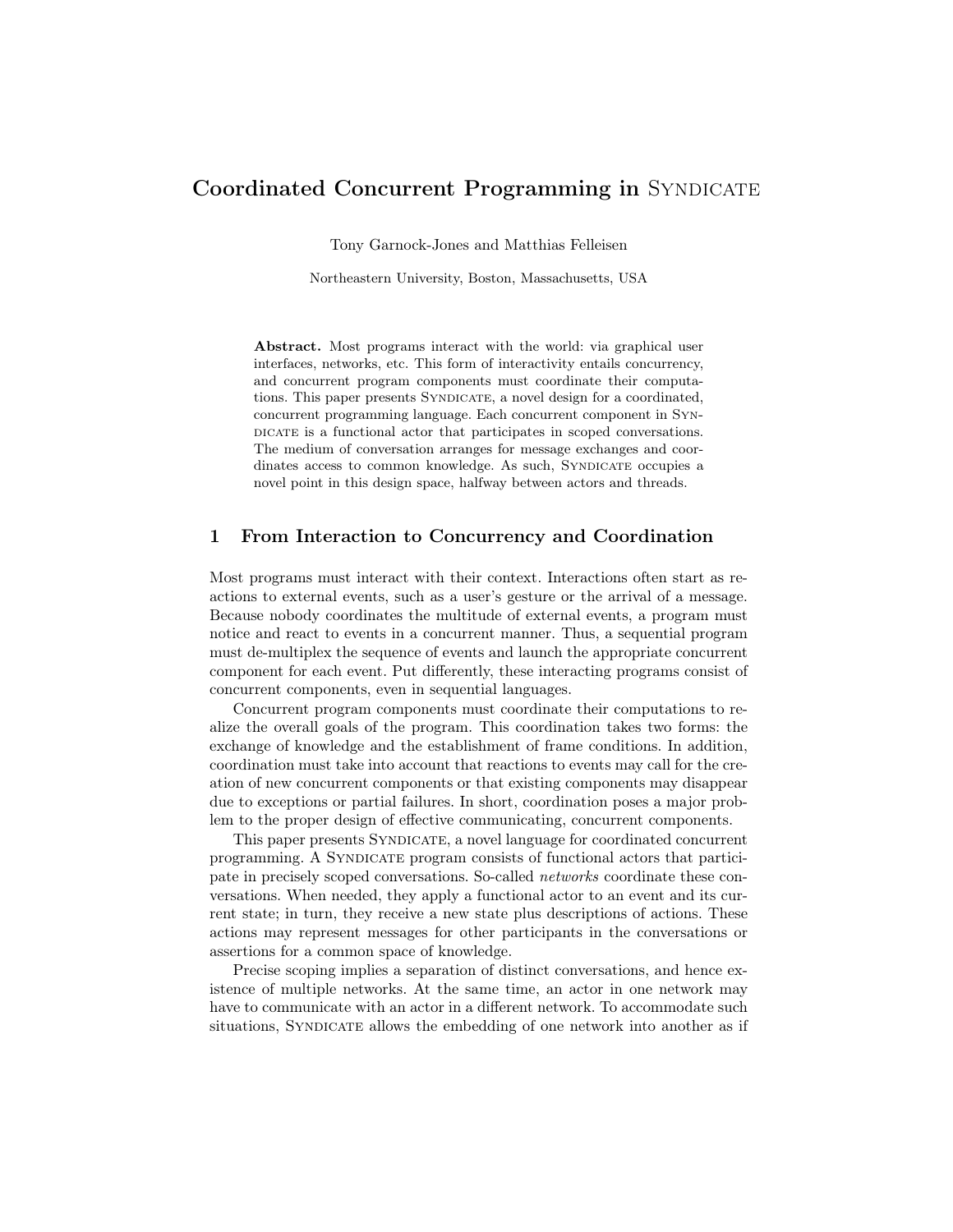# Coordinated Concurrent Programming in Syndicate

Tony Garnock-Jones and Matthias Felleisen

Northeastern University, Boston, Massachusetts, USA

**Abstract.** Most programs interact with the world: via graphical user interfaces, networks, etc. This form of interactivity entails concurrency, and concurrent program components must coordinate their computations. This paper presents Syndicate, a novel design for a coordinated, concurrent programming language. Each concurrent component in Syndicate is a functional actor that participates in scoped conversations. The medium of conversation arranges for message exchanges and coordinates access to common knowledge. As such, Syndicate occupies a novel point in this design space, halfway between actors and threads.

## 1 From Interaction to Concurrency and Coordination

Most programs must interact with their context. Interactions often start as reactions to external events, such as a user's gesture or the arrival of a message. Because nobody coordinates the multitude of external events, a program must notice and react to events in a concurrent manner. Thus, a sequential program must de-multiplex the sequence of events and launch the appropriate concurrent component for each event. Put differently, these interacting programs consist of concurrent components, even in sequential languages.

Concurrent program components must coordinate their computations to realize the overall goals of the program. This coordination takes two forms: the exchange of knowledge and the establishment of frame conditions. In addition, coordination must take into account that reactions to events may call for the creation of new concurrent components or that existing components may disappear due to exceptions or partial failures. In short, coordination poses a major problem to the proper design of effective communicating, concurrent components.

This paper presents Syndicate, a novel language for coordinated concurrent programming. A Syndicate program consists of functional actors that participate in precisely scoped conversations. So-called *networks* coordinate these conversations. When needed, they apply a functional actor to an event and its current state; in turn, they receive a new state plus descriptions of actions. These actions may represent messages for other participants in the conversations or assertions for a common space of knowledge.

Precise scoping implies a separation of distinct conversations, and hence existence of multiple networks. At the same time, an actor in one network may have to communicate with an actor in a different network. To accommodate such situations, Syndicate allows the embedding of one network into another as if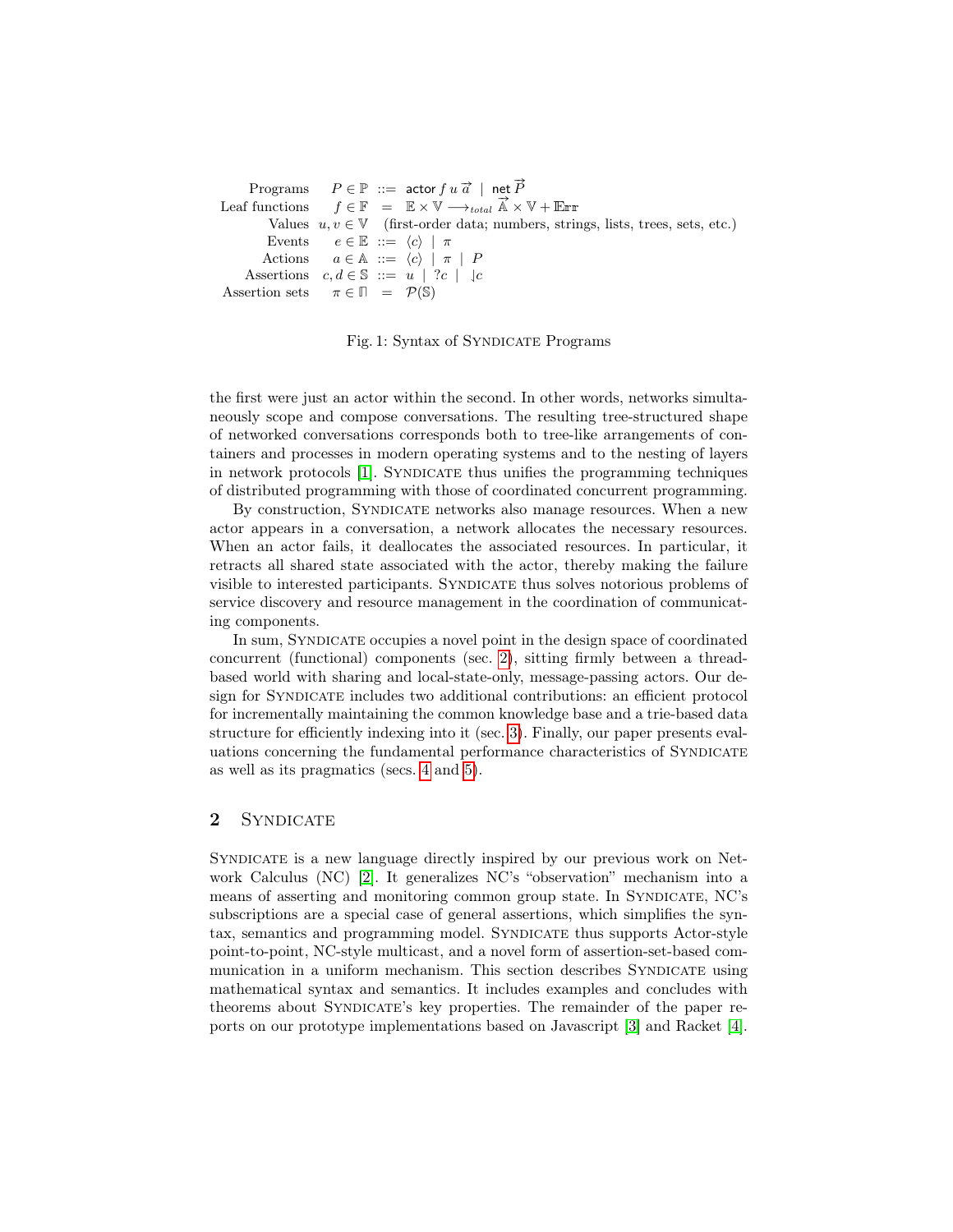$$
\begin{array}{rrcl}
\text{Programs} & P \in \mathbb{P} & ::= & \mathsf{actor}\, f\, u\, \vec{a} \;\mid\; \mathsf{net}\, \vec{P} \\
\text{Leaf functions} & f \in \mathbb{F} & = & \mathbb{E} \times \mathbb{V} \longrightarrow_{total} \vec{\mathbb{A}} \times \mathbb{V} + \mathbb{E}\mathrm{rr} \\
\text{Values} & u, v \in \mathbb{V} & & \text{(first-order data; numbers, strings, lists, trees, sets, etc.)} \\
\text{Events} & e \in \mathbb{E} & ::= & \langle c \rangle \;\mid\; \pi \\
\text{Actions} & a \in \mathbb{A} & ::= & \langle c \rangle \;\mid\; \pi \;\mid\; P \\
\text{Assertions} & c, d \in \mathbb{S} & ::= & u \;\mid\; ?c \;\mid\; \downharpoonleft c \\
\text{Assertion sets} & \pi \in \Pi & = & \mathcal{P}(\mathbb{S})
\end{array}
$$

Fig. 1: Syntax of Syndicate Programs

the first were just an actor within the second. In other words, networks simultaneously scope and compose conversations. The resulting tree-structured shape of networked conversations corresponds both to tree-like arrangements of containers and processes in modern operating systems and to the nesting of layers in network protocols [1]. Syndicate thus unifies the programming techniques of distributed programming with those of coordinated concurrent programming.

By construction, Syndicate networks also manage resources. When a new actor appears in a conversation, a network allocates the necessary resources. When an actor fails, it deallocates the associated resources. In particular, it retracts all shared state associated with the actor, thereby making the failure visible to interested participants. Syndicate thus solves notorious problems of service discovery and resource management in the coordination of communicating components.

In sum, Syndicate occupies a novel point in the design space of coordinated concurrent (functional) components (sec. 2), sitting firmly between a thread-based world with sharing and local-state-only, message-passing actors. Our design for Syndicate includes two additional contributions: an efficient protocol for incrementally maintaining the common knowledge base and a trie-based data structure for efficiently indexing into it (sec. 3). Finally, our paper presents evaluations concerning the fundamental performance characteristics of Syndicate as well as its pragmatics (secs. 4 and 5).

## 2 Syndicate

Syndicate is a new language directly inspired by our previous work on Network Calculus (NC) [2]. It generalizes NC's "observation" mechanism into a means of asserting and monitoring common group state. In Syndicate, NC's subscriptions are a special case of general assertions, which simplifies the syntax, semantics and programming model. Syndicate thus supports Actor-style point-to-point, NC-style multicast, and a novel form of assertion-set-based communication in a uniform mechanism. This section describes Syndicate using mathematical syntax and semantics. It includes examples and concludes with theorems about Syndicate's key properties. The remainder of the paper reports on our prototype implementations based on Javascript [3] and Racket [4].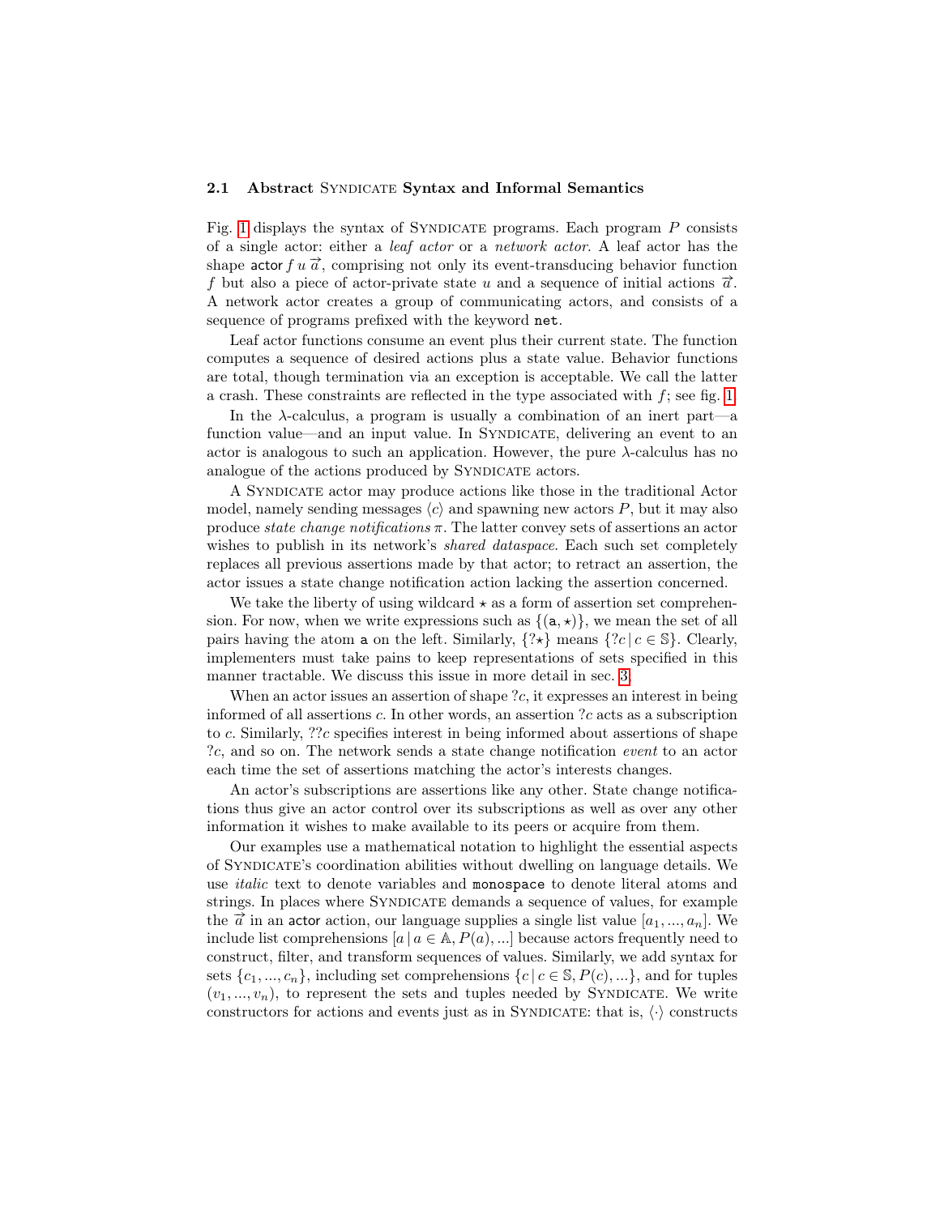### 2.1 Abstract Syndicate Syntax and Informal Semantics

Fig. 1 displays the syntax of Syndicate programs. Each program $P$ consists of a single actor: either a *leaf actor* or a *network actor*. A leaf actor has the shape $\mathsf{actor}\, f\, u\, \vec{a}$, comprising not only its event-transducing behavior function $f$ but also a piece of actor-private state $u$ and a sequence of initial actions $\vec{a}$. A network actor creates a group of communicating actors, and consists of a sequence of programs prefixed with the keyword `net`.

Leaf actor functions consume an event plus their current state. The function computes a sequence of desired actions plus a state value. Behavior functions are total, though termination via an exception is acceptable. We call the latter a crash. These constraints are reflected in the type associated with $f$; see fig. 1.

In the $\lambda$-calculus, a program is usually a combination of an inert part—a function value—and an input value. In Syndicate, delivering an event to an actor is analogous to such an application. However, the pure $\lambda$-calculus has no analogue of the actions produced by Syndicate actors.

A Syndicate actor may produce actions like those in the traditional Actor model, namely sending messages $\langle c \rangle$ and spawning new actors $P$, but it may also produce *state change notifications* $\pi$. The latter convey sets of assertions an actor wishes to publish in its network's *shared dataspace*. Each such set completely replaces all previous assertions made by that actor; to retract an assertion, the actor issues a state change notification action lacking the assertion concerned.

We take the liberty of using wildcard $\star$ as a form of assertion set comprehension. For now, when we write expressions such as $\{(\mathtt{a}, \star)\}$, we mean the set of all pairs having the atom `a` on the left. Similarly, $\{?\star\}$ means $\{?c \,|\, c \in \mathbb{S}\}$. Clearly, implementers must take pains to keep representations of sets specified in this manner tractable. We discuss this issue in more detail in sec. 3.

When an actor issues an assertion of shape $?c$, it expresses an interest in being informed of all assertions $c$. In other words, an assertion $?c$ acts as a subscription to $c$. Similarly, $??c$ specifies interest in being informed about assertions of shape $?c$, and so on. The network sends a state change notification *event* to an actor each time the set of assertions matching the actor's interests changes.

An actor's subscriptions are assertions like any other. State change notifications thus give an actor control over its subscriptions as well as over any other information it wishes to make available to its peers or acquire from them.

Our examples use a mathematical notation to highlight the essential aspects of Syndicate's coordination abilities without dwelling on language details. We use *italic* text to denote variables and `monospace` to denote literal atoms and strings. In places where Syndicate demands a sequence of values, for example the $\vec{a}$ in an $\mathsf{actor}$ action, our language supplies a single list value $[a_1, ..., a_n]$. We include list comprehensions $[a \,|\, a \in \mathbb{A}, P(a), ...]$ because actors frequently need to construct, filter, and transform sequences of values. Similarly, we add syntax for sets $\{c_1, ..., c_n\}$, including set comprehensions $\{c \,|\, c \in \mathbb{S}, P(c), ...\}$, and for tuples $(v_1, ..., v_n)$, to represent the sets and tuples needed by Syndicate. We write constructors for actions and events just as in Syndicate: that is, $\langle \cdot \rangle$ constructs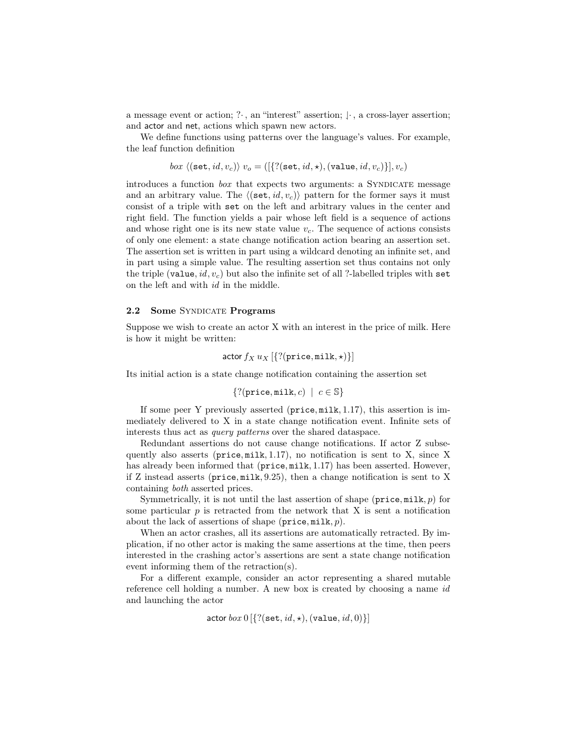a message event or action; $?\cdot$, an "interest" assertion; $\downharpoonleft\cdot$, a cross-layer assertion; and actor and net, actions which spawn new actors.

We define functions using patterns over the language's values. For example, the leaf function definition

$$box\ \langle(\texttt{set}, id, v_c)\rangle\ v_o = ([\{?(\texttt{set}, id, \star), (\texttt{value}, id, v_c)\}], v_c)$$

introduces a function *box* that expects two arguments: a Syndicate message and an arbitrary value. The $\langle(\texttt{set}, id, v_c)\rangle$ pattern for the former says it must consist of a triple with set on the left and arbitrary values in the center and right field. The function yields a pair whose left field is a sequence of actions and whose right one is its new state value $v_c$. The sequence of actions consists of only one element: a state change notification action bearing an assertion set. The assertion set is written in part using a wildcard denoting an infinite set, and in part using a simple value. The resulting assertion set thus contains not only the triple $(\texttt{value}, id, v_c)$ but also the infinite set of all ?-labelled triples with set on the left and with *id* in the middle.

### 2.2 Some Syndicate Programs

Suppose we wish to create an actor X with an interest in the price of milk. Here is how it might be written:

$$\textsf{actor}\ f_X\ u_X\ [\{?(\texttt{price}, \texttt{milk}, \star)\}]$$

Its initial action is a state change notification containing the assertion set

$$\{?(\texttt{price}, \texttt{milk}, c)\ \mid\ c \in \mathbb{S}\}$$

If some peer Y previously asserted $(\texttt{price}, \texttt{milk}, 1.17)$, this assertion is immediately delivered to X in a state change notification event. Infinite sets of interests thus act as *query patterns* over the shared dataspace.

Redundant assertions do not cause change notifications. If actor Z subsequently also asserts $(\texttt{price}, \texttt{milk}, 1.17)$, no notification is sent to X, since X has already been informed that $(\texttt{price}, \texttt{milk}, 1.17)$ has been asserted. However, if Z instead asserts $(\texttt{price}, \texttt{milk}, 9.25)$, then a change notification is sent to X containing *both* asserted prices.

Symmetrically, it is not until the last assertion of shape $(\texttt{price}, \texttt{milk}, p)$ for some particular $p$ is retracted from the network that X is sent a notification about the lack of assertions of shape $(\texttt{price}, \texttt{milk}, p)$.

When an actor crashes, all its assertions are automatically retracted. By implication, if no other actor is making the same assertions at the time, then peers interested in the crashing actor's assertions are sent a state change notification event informing them of the retraction(s).

For a different example, consider an actor representing a shared mutable reference cell holding a number. A new box is created by choosing a name *id* and launching the actor

$$\textsf{actor}\ box\ 0\ [\{?(\texttt{set}, id, \star), (\texttt{value}, id, 0)\}]$$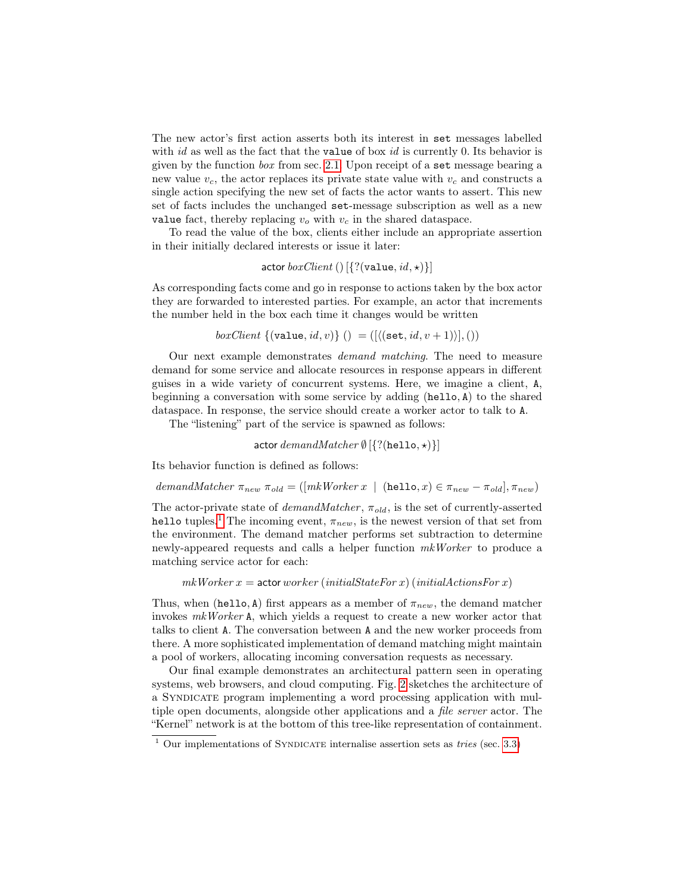The new actor's first action asserts both its interest in `set` messages labelled with $id$ as well as the fact that the `value` of box $id$ is currently 0. Its behavior is given by the function $box$ from sec. 2.1. Upon receipt of a `set` message bearing a new value $v_c$, the actor replaces its private state value with $v_c$ and constructs a single action specifying the new set of facts the actor wants to assert. This new set of facts includes the unchanged `set`-message subscription as well as a new `value` fact, thereby replacing $v_o$ with $v_c$ in the shared dataspace.

To read the value of the box, clients either include an appropriate assertion in their initially declared interests or issue it later:

$$\textsf{actor}\ \mathit{boxClient}\ ()\ [\{?(\texttt{value}, id, \star)\}]$$

As corresponding facts come and go in response to actions taken by the box actor they are forwarded to interested parties. For example, an actor that increments the number held in the box each time it changes would be written

$$\mathit{boxClient}\ \{(\texttt{value}, id, v)\}\ ()\ = ([\langle(\texttt{set}, id, v+1)\rangle], ())$$

Our next example demonstrates *demand matching*. The need to measure demand for some service and allocate resources in response appears in different guises in a wide variety of concurrent systems. Here, we imagine a client, `A`, beginning a conversation with some service by adding $(\texttt{hello}, \texttt{A})$ to the shared dataspace. In response, the service should create a worker actor to talk to `A`.

The "listening" part of the service is spawned as follows:

$$\textsf{actor}\ \mathit{demandMatcher}\ \emptyset\ [\{?(\texttt{hello}, \star)\}]$$

Its behavior function is defined as follows:

$$\mathit{demandMatcher}\ \pi_{new}\ \pi_{old} = ([\mathit{mkWorker}\ x \mid (\texttt{hello}, x) \in \pi_{new} - \pi_{old}], \pi_{new})$$

The actor-private state of $\mathit{demandMatcher}$, $\pi_{old}$, is the set of currently-asserted `hello` tuples.[1] The incoming event, $\pi_{new}$, is the newest version of that set from the environment. The demand matcher performs set subtraction to determine newly-appeared requests and calls a helper function $\mathit{mkWorker}$ to produce a matching service actor for each:

$$\mathit{mkWorker}\ x = \textsf{actor}\ \mathit{worker}\ (\mathit{initialStateFor}\ x)\ (\mathit{initialActionsFor}\ x)$$

Thus, when $(\texttt{hello}, \texttt{A})$ first appears as a member of $\pi_{new}$, the demand matcher invokes $\mathit{mkWorker}\ \texttt{A}$, which yields a request to create a new worker actor that talks to client `A`. The conversation between `A` and the new worker proceeds from there. A more sophisticated implementation of demand matching might maintain a pool of workers, allocating incoming conversation requests as necessary.

Our final example demonstrates an architectural pattern seen in operating systems, web browsers, and cloud computing. Fig. 2 sketches the architecture of a Syndicate program implementing a word processing application with multiple open documents, alongside other applications and a *file server* actor. The "Kernel" network is at the bottom of this tree-like representation of containment.

---

[1] Our implementations of Syndicate internalise assertion sets as *tries* (sec. 3.3)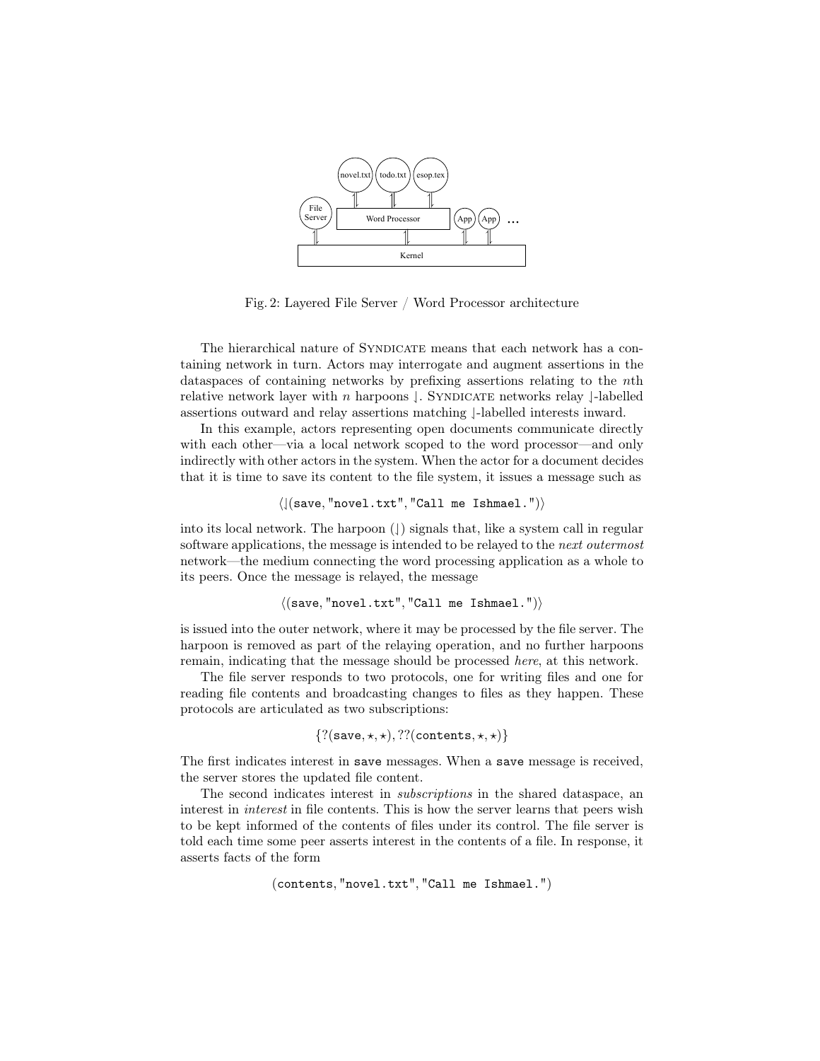Fig. 2: Layered File Server / Word Processor architecture

The hierarchical nature of SYNDICATE means that each network has a containing network in turn. Actors may interrogate and augment assertions in the dataspaces of containing networks by prefixing assertions relating to the $n$th relative network layer with $n$ harpoons $\downharpoonleft$. SYNDICATE networks relay $\downharpoonleft$-labelled assertions outward and relay assertions matching $\downharpoonleft$-labelled interests inward.

In this example, actors representing open documents communicate directly with each other—via a local network scoped to the word processor—and only indirectly with other actors in the system. When the actor for a document decides that it is time to save its content to the file system, it issues a message such as

$$\langle \downharpoonleft(\texttt{save}, \texttt{"novel.txt"}, \texttt{"Call me Ishmael."}) \rangle$$

into its local network. The harpoon ($\downharpoonleft$) signals that, like a system call in regular software applications, the message is intended to be relayed to the *next outermost* network—the medium connecting the word processing application as a whole to its peers. Once the message is relayed, the message

$$\langle (\texttt{save}, \texttt{"novel.txt"}, \texttt{"Call me Ishmael."}) \rangle$$

is issued into the outer network, where it may be processed by the file server. The harpoon is removed as part of the relaying operation, and no further harpoons remain, indicating that the message should be processed *here*, at this network.

The file server responds to two protocols, one for writing files and one for reading file contents and broadcasting changes to files as they happen. These protocols are articulated as two subscriptions:

$$\{?(\texttt{save}, \star, \star), ??(\texttt{contents}, \star, \star)\}$$

The first indicates interest in `save` messages. When a `save` message is received, the server stores the updated file content.

The second indicates interest in *subscriptions* in the shared dataspace, an interest in *interest* in file contents. This is how the server learns that peers wish to be kept informed of the contents of files under its control. The file server is told each time some peer asserts interest in the contents of a file. In response, it asserts facts of the form

$$(\texttt{contents}, \texttt{"novel.txt"}, \texttt{"Call me Ishmael."})$$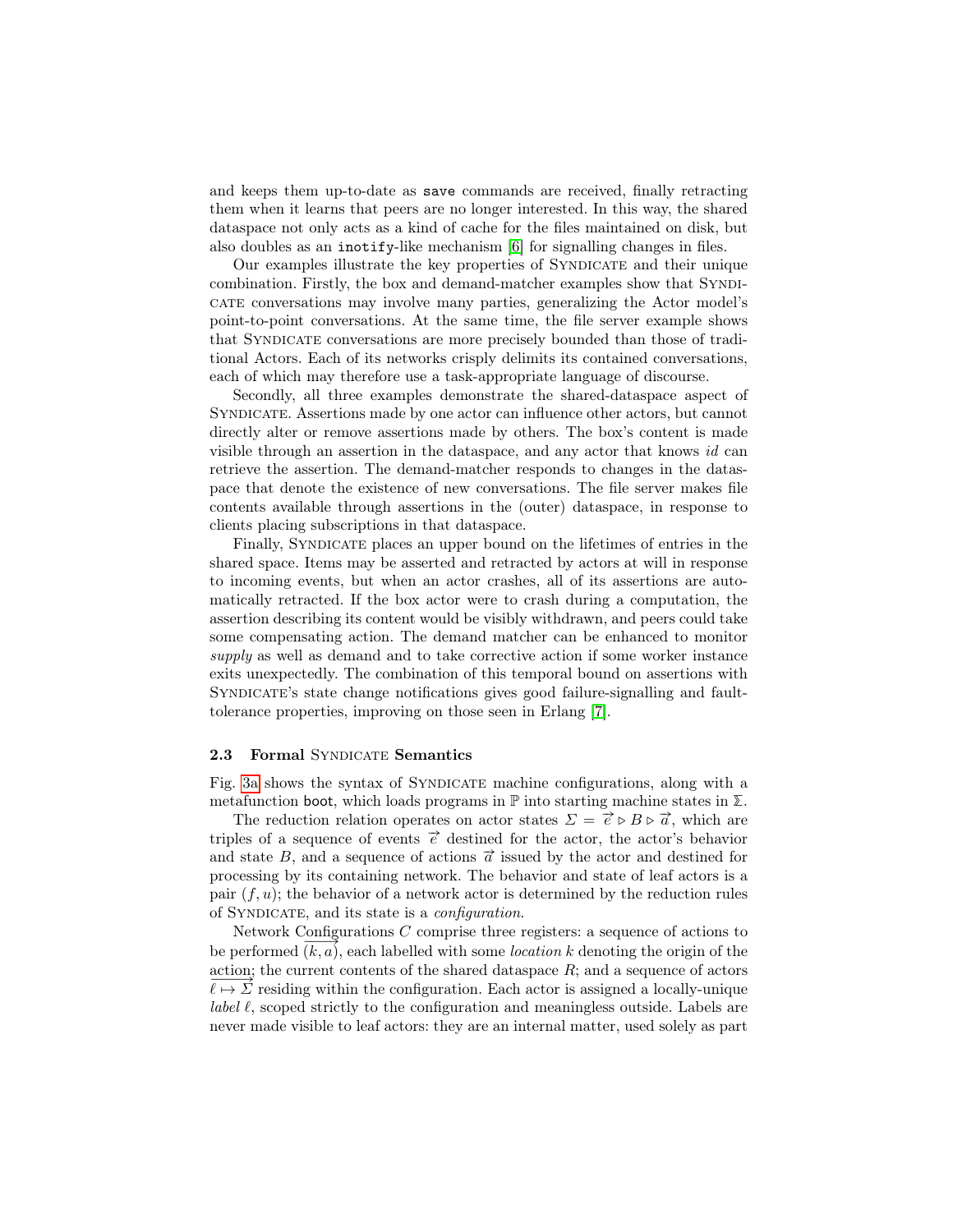and keeps them up-to-date as `save` commands are received, finally retracting them when it learns that peers are no longer interested. In this way, the shared dataspace not only acts as a kind of cache for the files maintained on disk, but also doubles as an `inotify`-like mechanism [6] for signalling changes in files.

Our examples illustrate the key properties of Syndicate and their unique combination. Firstly, the box and demand-matcher examples show that Syndicate conversations may involve many parties, generalizing the Actor model's point-to-point conversations. At the same time, the file server example shows that Syndicate conversations are more precisely bounded than those of traditional Actors. Each of its networks crisply delimits its contained conversations, each of which may therefore use a task-appropriate language of discourse.

Secondly, all three examples demonstrate the shared-dataspace aspect of Syndicate. Assertions made by one actor can influence other actors, but cannot directly alter or remove assertions made by others. The box's content is made visible through an assertion in the dataspace, and any actor that knows *id* can retrieve the assertion. The demand-matcher responds to changes in the dataspace that denote the existence of new conversations. The file server makes file contents available through assertions in the (outer) dataspace, in response to clients placing subscriptions in that dataspace.

Finally, Syndicate places an upper bound on the lifetimes of entries in the shared space. Items may be asserted and retracted by actors at will in response to incoming events, but when an actor crashes, all of its assertions are automatically retracted. If the box actor were to crash during a computation, the assertion describing its content would be visibly withdrawn, and peers could take some compensating action. The demand matcher can be enhanced to monitor *supply* as well as demand and to take corrective action if some worker instance exits unexpectedly. The combination of this temporal bound on assertions with Syndicate's state change notifications gives good failure-signalling and fault-tolerance properties, improving on those seen in Erlang [7].

### 2.3 Formal Syndicate Semantics

Fig. 3a shows the syntax of Syndicate machine configurations, along with a metafunction $\mathsf{boot}$, which loads programs in $\mathbb{P}$ into starting machine states in $\mathbb{\Sigma}$.

The reduction relation operates on actor states $\Sigma = \overrightarrow{e} \triangleright B \triangleright \overrightarrow{a}$, which are triples of a sequence of events $\overrightarrow{e}$ destined for the actor, the actor's behavior and state $B$, and a sequence of actions $\overrightarrow{a}$ issued by the actor and destined for processing by its containing network. The behavior and state of leaf actors is a pair $(f, u)$; the behavior of a network actor is determined by the reduction rules of Syndicate, and its state is a *configuration*.

Network Configurations $C$ comprise three registers: a sequence of actions to be performed $\overrightarrow{(k, a)}$, each labelled with some *location* $k$ denoting the origin of the action; the current contents of the shared dataspace $R$; and a sequence of actors $\overrightarrow{\ell \mapsto \Sigma}$ residing within the configuration. Each actor is assigned a locally-unique *label* $\ell$, scoped strictly to the configuration and meaningless outside. Labels are never made visible to leaf actors: they are an internal matter, used solely as part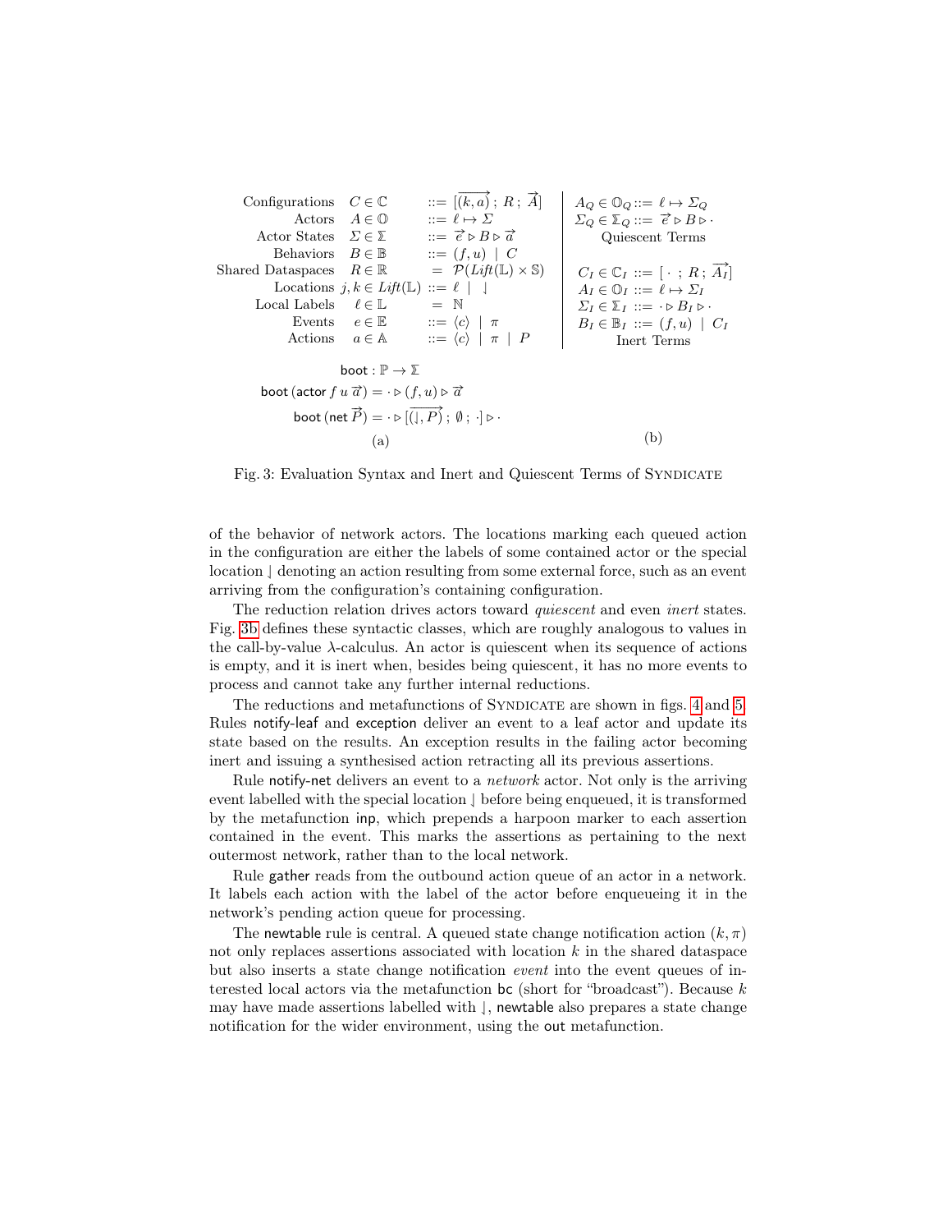$$
\begin{array}{rlcl}
\text{Configurations} & C \in \mathbb{C} & ::= & [\overrightarrow{(k,a)}\,;\, R\,;\, \vec{A}] \\
\text{Actors} & A \in \mathbb{O} & ::= & \ell \mapsto \Sigma \\
\text{Actor States} & \Sigma \in \mathbb{\Sigma} & ::= & \vec{e} \triangleright B \triangleright \vec{a} \\
\text{Behaviors} & B \in \mathbb{B} & ::= & (f, u) \;|\; C \\
\text{Shared Dataspaces} & R \in \mathbb{R} & = & \mathcal{P}(\mathit{Lift}(\mathbb{L}) \times \mathbb{S}) \\
\text{Locations} & j, k \in \mathit{Lift}(\mathbb{L}) & ::= & \ell \;|\; \downharpoonleft \\
\text{Local Labels} & \ell \in \mathbb{L} & = & \mathbb{N} \\
\text{Events} & e \in \mathbb{E} & ::= & \langle c \rangle \;|\; \pi \\
\text{Actions} & a \in \mathbb{A} & ::= & \langle c \rangle \;|\; \pi \;|\; P
\end{array}
$$

$$
\begin{aligned}
\mathsf{boot} &: \mathbb{P} \to \mathbb{\Sigma} \\
\mathsf{boot}\,(\mathsf{actor}\; f\; u\; \vec{a}) &= \cdot \triangleright (f, u) \triangleright \vec{a} \\
\mathsf{boot}\,(\mathsf{net}\; \vec{P}) &= \cdot \triangleright [\overrightarrow{(\downharpoonleft, P)}\,;\, \emptyset\,;\, \cdot] \triangleright \cdot
\end{aligned}
$$

(a)

$$
\begin{array}{rcl}
A_Q \in \mathbb{O}_Q & ::= & \ell \mapsto \Sigma_Q \\
\Sigma_Q \in \mathbb{\Sigma}_Q & ::= & \vec{e} \triangleright B \triangleright \cdot
\end{array}
$$

Quiescent Terms

$$
\begin{array}{rcl}
C_I \in \mathbb{C}_I & ::= & [\,\cdot\,;\, R\,;\, \vec{A_I}] \\
A_I \in \mathbb{O}_I & ::= & \ell \mapsto \Sigma_I \\
\Sigma_I \in \mathbb{\Sigma}_I & ::= & \cdot \triangleright B_I \triangleright \cdot \\
B_I \in \mathbb{B}_I & ::= & (f, u) \;|\; C_I
\end{array}
$$

Inert Terms

(b)

Fig. 3: Evaluation Syntax and Inert and Quiescent Terms of Syndicate

of the behavior of network actors. The locations marking each queued action in the configuration are either the labels of some contained actor or the special location $\downharpoonleft$ denoting an action resulting from some external force, such as an event arriving from the configuration's containing configuration.

The reduction relation drives actors toward *quiescent* and even *inert* states. Fig. 3b defines these syntactic classes, which are roughly analogous to values in the call-by-value $\lambda$-calculus. An actor is quiescent when its sequence of actions is empty, and it is inert when, besides being quiescent, it has no more events to process and cannot take any further internal reductions.

The reductions and metafunctions of Syndicate are shown in figs. 4 and 5. Rules notify-leaf and exception deliver an event to a leaf actor and update its state based on the results. An exception results in the failing actor becoming inert and issuing a synthesised action retracting all its previous assertions.

Rule notify-net delivers an event to a *network* actor. Not only is the arriving event labelled with the special location $\downharpoonleft$ before being enqueued, it is transformed by the metafunction inp, which prepends a harpoon marker to each assertion contained in the event. This marks the assertions as pertaining to the next outermost network, rather than to the local network.

Rule gather reads from the outbound action queue of an actor in a network. It labels each action with the label of the actor before enqueueing it in the network's pending action queue for processing.

The newtable rule is central. A queued state change notification action $(k, \pi)$ not only replaces assertions associated with location $k$ in the shared dataspace but also inserts a state change notification *event* into the event queues of interested local actors via the metafunction bc (short for "broadcast"). Because $k$ may have made assertions labelled with $\downharpoonleft$, newtable also prepares a state change notification for the wider environment, using the out metafunction.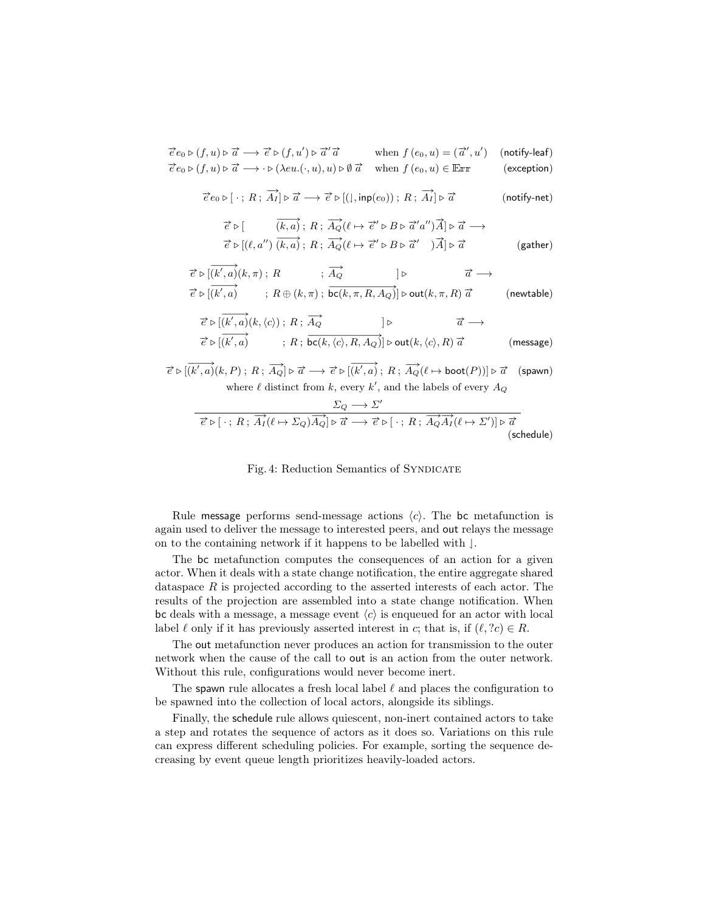$$\vec{e}\,e_0 \triangleright (f,u) \triangleright \vec{a} \longrightarrow \vec{e} \triangleright (f,u') \triangleright \vec{a}'\vec{a} \qquad \text{when } f\,(e_0,u) = (\vec{a}',u') \qquad \textsf{(notify-leaf)}$$

$$\vec{e}\,e_0 \triangleright (f,u) \triangleright \vec{a} \longrightarrow \cdot \triangleright (\lambda eu.(\cdot,u),u) \triangleright \emptyset\,\vec{a} \qquad \text{when } f\,(e_0,u) \in \mathbb{E}\mathrm{rr} \qquad \textsf{(exception)}$$

$$\vec{e}\,e_0 \triangleright [\,\cdot\,;\,R\,;\,\overrightarrow{A_I}] \triangleright \vec{a} \longrightarrow \vec{e} \triangleright [(\downharpoonleft, \mathsf{inp}(e_0))\,;\,R\,;\,\overrightarrow{A_I}] \triangleright \vec{a} \qquad \textsf{(notify-net)}$$

$$\begin{aligned}&\vec{e} \triangleright [\qquad \overrightarrow{(k,a)}\,;\,R\,;\,\overrightarrow{A_Q}(\ell \mapsto \vec{e}' \triangleright B \triangleright \vec{a}'a'')\vec{A}] \triangleright \vec{a} \longrightarrow\\ &\vec{e} \triangleright [(\ell,a'')\,\overrightarrow{(k,a)}\,;\,R\,;\,\overrightarrow{A_Q}(\ell \mapsto \vec{e}' \triangleright B \triangleright \vec{a}' \quad)\vec{A}] \triangleright \vec{a}\end{aligned} \qquad \textsf{(gather)}$$

$$\begin{aligned}&\vec{e} \triangleright [\overrightarrow{(k',a)}(k,\pi)\,;\,R \qquad ;\,\overrightarrow{A_Q} \qquad ] \triangleright \qquad \vec{a} \longrightarrow\\ &\vec{e} \triangleright [\overrightarrow{(k',a)} \qquad ;\,R \oplus (k,\pi)\,;\,\overrightarrow{\mathsf{bc}(k,\pi,R,A_Q)}] \triangleright \mathsf{out}(k,\pi,R)\,\vec{a}\end{aligned} \qquad \textsf{(newtable)}$$

$$\begin{aligned}&\vec{e} \triangleright [\overrightarrow{(k',a)}(k,\langle c\rangle)\,;\,R\,;\,\overrightarrow{A_Q} \qquad ] \triangleright \qquad \vec{a} \longrightarrow\\ &\vec{e} \triangleright [\overrightarrow{(k',a)} \qquad ;\,R\,;\,\overrightarrow{\mathsf{bc}(k,\langle c\rangle,R,A_Q)}] \triangleright \mathsf{out}(k,\langle c\rangle,R)\,\vec{a}\end{aligned} \qquad \textsf{(message)}$$

$$\vec{e} \triangleright [\overrightarrow{(k',a)}(k,P)\,;\,R\,;\,\overrightarrow{A_Q}] \triangleright \vec{a} \longrightarrow \vec{e} \triangleright [\overrightarrow{(k',a)}\,;\,R\,;\,\overrightarrow{A_Q}(\ell \mapsto \mathsf{boot}(P))] \triangleright \vec{a} \qquad \textsf{(spawn)}$$

where $\ell$ distinct from $k$, every $k'$, and the labels of every $A_Q$

$$\frac{\Sigma_Q \longrightarrow \Sigma'}{\vec{e} \triangleright [\,\cdot\,;\,R\,;\,\overrightarrow{A_I}(\ell \mapsto \Sigma_Q)\overrightarrow{A_Q}] \triangleright \vec{a} \longrightarrow \vec{e} \triangleright [\,\cdot\,;\,R\,;\,\overrightarrow{A_Q}\overrightarrow{A_I}(\ell \mapsto \Sigma')] \triangleright \vec{a}} \qquad \textsf{(schedule)}$$

Fig. 4: Reduction Semantics of SYNDICATE

Rule message performs send-message actions $\langle c\rangle$. The bc metafunction is again used to deliver the message to interested peers, and out relays the message on to the containing network if it happens to be labelled with $\downharpoonleft$.

The bc metafunction computes the consequences of an action for a given actor. When it deals with a state change notification, the entire aggregate shared dataspace $R$ is projected according to the asserted interests of each actor. The results of the projection are assembled into a state change notification. When bc deals with a message, a message event $\langle c\rangle$ is enqueued for an actor with local label $\ell$ only if it has previously asserted interest in $c$; that is, if $(\ell, ?c) \in R$.

The out metafunction never produces an action for transmission to the outer network when the cause of the call to out is an action from the outer network. Without this rule, configurations would never become inert.

The spawn rule allocates a fresh local label $\ell$ and places the configuration to be spawned into the collection of local actors, alongside its siblings.

Finally, the schedule rule allows quiescent, non-inert contained actors to take a step and rotates the sequence of actors as it does so. Variations on this rule can express different scheduling policies. For example, sorting the sequence decreasing by event queue length prioritizes heavily-loaded actors.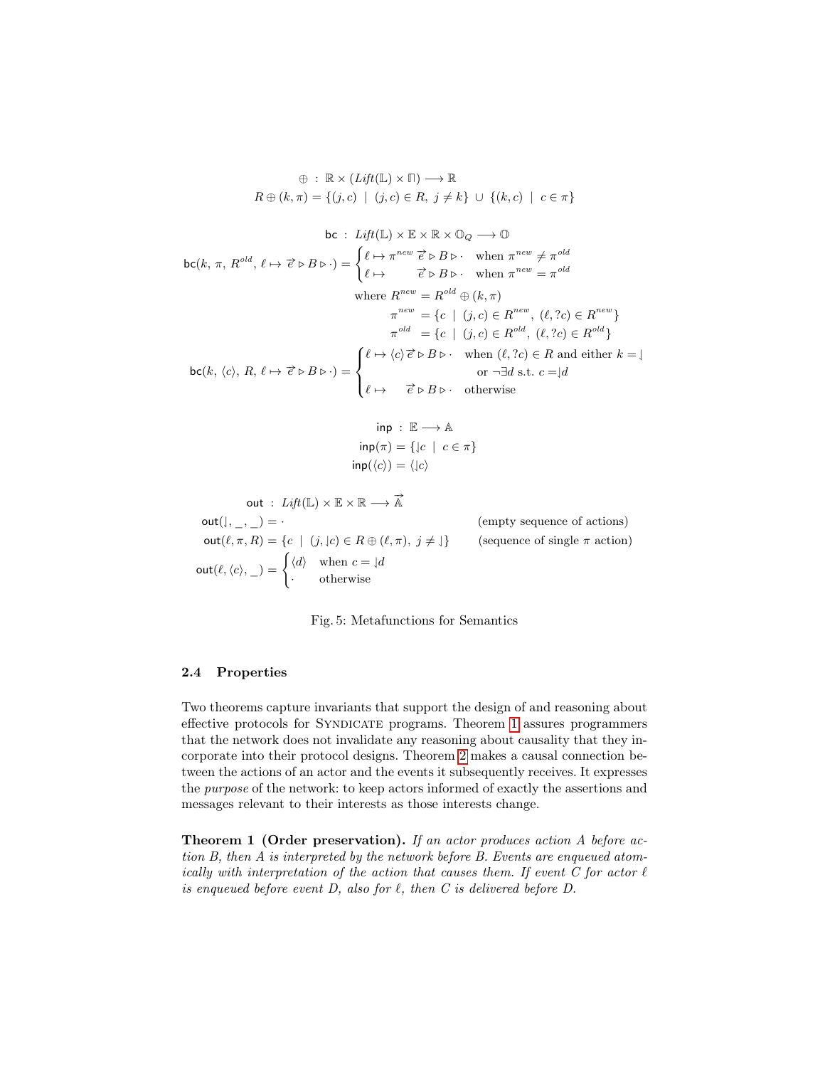$$
\begin{aligned}
\oplus \;:\; & \mathbb{R} \times (\mathit{Lift}(\mathbb{L}) \times \mathbb{\Pi}) \longrightarrow \mathbb{R} \\
R \oplus (k, \pi) &= \{(j, c) \mid (j, c) \in R,\ j \neq k\} \cup \{(k, c) \mid c \in \pi\}
\end{aligned}
$$

$$
\mathsf{bc} \;:\; \mathit{Lift}(\mathbb{L}) \times \mathbb{E} \times \mathbb{R} \times \mathbb{O}_Q \longrightarrow \mathbb{O}
$$

$$
\mathsf{bc}(k,\, \pi,\, R^{old},\, \ell \mapsto \vec{e} \triangleright B \triangleright \cdot) = \begin{cases} \ell \mapsto \pi^{new}\ \vec{e} \triangleright B \triangleright \cdot & \text{when } \pi^{new} \neq \pi^{old} \\ \ell \mapsto \quad\ \ \vec{e} \triangleright B \triangleright \cdot & \text{when } \pi^{new} = \pi^{old} \end{cases}
$$

$$
\begin{aligned}
\text{where } R^{new} &= R^{old} \oplus (k, \pi) \\
\pi^{new} &= \{c \mid (j, c) \in R^{new},\ (\ell, ?c) \in R^{new}\} \\
\pi^{old} &= \{c \mid (j, c) \in R^{old},\ (\ell, ?c) \in R^{old}\}
\end{aligned}
$$

$$
\mathsf{bc}(k,\, \langle c \rangle,\, R,\, \ell \mapsto \vec{e} \triangleright B \triangleright \cdot) = \begin{cases} \ell \mapsto \langle c \rangle\, \vec{e} \triangleright B \triangleright \cdot & \text{when } (\ell, ?c) \in R \text{ and either } k = \downharpoonleft \\ & \quad\ \text{or } \neg\exists d \text{ s.t. } c = \downharpoonleft d \\ \ell \mapsto \quad\ \vec{e} \triangleright B \triangleright \cdot & \text{otherwise} \end{cases}
$$

$$
\begin{aligned}
\mathsf{inp} \;:\; & \mathbb{E} \longrightarrow \mathbb{A} \\
\mathsf{inp}(\pi) &= \{\downharpoonleft c \mid c \in \pi\} \\
\mathsf{inp}(\langle c \rangle) &= \langle \downharpoonleft c \rangle
\end{aligned}
$$

$$
\begin{aligned}
\mathsf{out} \;:\; & \mathit{Lift}(\mathbb{L}) \times \mathbb{E} \times \mathbb{R} \longrightarrow \vec{\mathbb{A}} \\
\mathsf{out}(\downharpoonleft, \_, \_) &= \cdot && \text{(empty sequence of actions)} \\
\mathsf{out}(\ell, \pi, R) &= \{c \mid (j, \downharpoonleft c) \in R \oplus (\ell, \pi),\ j \neq \downharpoonleft\} && \text{(sequence of single } \pi \text{ action)} \\
\mathsf{out}(\ell, \langle c \rangle, \_) &= \begin{cases} \langle d \rangle & \text{when } c = \downharpoonleft d \\ \cdot & \text{otherwise} \end{cases}
\end{aligned}
$$

Fig. 5: Metafunctions for Semantics

### 2.4 Properties

Two theorems capture invariants that support the design of and reasoning about effective protocols for Syndicate programs. Theorem 1 assures programmers that the network does not invalidate any reasoning about causality that they incorporate into their protocol designs. Theorem 2 makes a causal connection between the actions of an actor and the events it subsequently receives. It expresses the *purpose* of the network: to keep actors informed of exactly the assertions and messages relevant to their interests as those interests change.

**Theorem 1 (Order preservation).** *If an actor produces action A before action B, then A is interpreted by the network before B. Events are enqueued atomically with interpretation of the action that causes them. If event C for actor $\ell$ is enqueued before event D, also for $\ell$, then C is delivered before D.*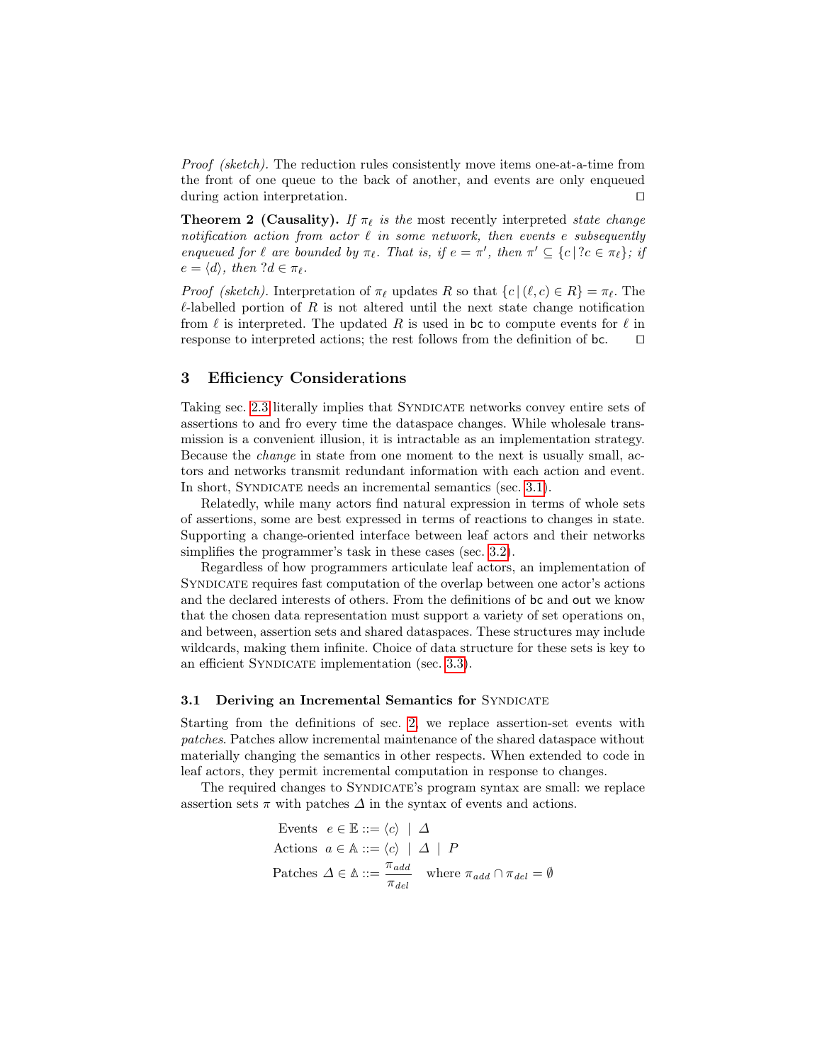*Proof (sketch).* The reduction rules consistently move items one-at-a-time from the front of one queue to the back of another, and events are only enqueued during action interpretation. □

**Theorem 2 (Causality).** *If $\pi_\ell$ is the* most recently interpreted *state change notification action from actor $\ell$ in some network, then events $e$ subsequently enqueued for $\ell$ are bounded by $\pi_\ell$. That is, if $e = \pi'$, then $\pi' \subseteq \{c \,|\, ?c \in \pi_\ell\}$; if $e = \langle d \rangle$, then $?d \in \pi_\ell$.*

*Proof (sketch).* Interpretation of $\pi_\ell$ updates $R$ so that $\{c \,|\, (\ell, c) \in R\} = \pi_\ell$. The $\ell$-labelled portion of $R$ is not altered until the next state change notification from $\ell$ is interpreted. The updated $R$ is used in $\mathsf{bc}$ to compute events for $\ell$ in response to interpreted actions; the rest follows from the definition of $\mathsf{bc}$. □

## 3 Efficiency Considerations

Taking sec. 2.3 literally implies that Syndicate networks convey entire sets of assertions to and fro every time the dataspace changes. While wholesale transmission is a convenient illusion, it is intractable as an implementation strategy. Because the *change* in state from one moment to the next is usually small, actors and networks transmit redundant information with each action and event. In short, Syndicate needs an incremental semantics (sec. 3.1).

Relatedly, while many actors find natural expression in terms of whole sets of assertions, some are best expressed in terms of reactions to changes in state. Supporting a change-oriented interface between leaf actors and their networks simplifies the programmer's task in these cases (sec. 3.2).

Regardless of how programmers articulate leaf actors, an implementation of Syndicate requires fast computation of the overlap between one actor's actions and the declared interests of others. From the definitions of $\mathsf{bc}$ and $\mathsf{out}$ we know that the chosen data representation must support a variety of set operations on, and between, assertion sets and shared dataspaces. These structures may include wildcards, making them infinite. Choice of data structure for these sets is key to an efficient Syndicate implementation (sec. 3.3).

### 3.1 Deriving an Incremental Semantics for Syndicate

Starting from the definitions of sec. 2, we replace assertion-set events with *patches*. Patches allow incremental maintenance of the shared dataspace without materially changing the semantics in other respects. When extended to code in leaf actors, they permit incremental computation in response to changes.

The required changes to Syndicate's program syntax are small: we replace assertion sets $\pi$ with patches $\Delta$ in the syntax of events and actions.

$$
\begin{aligned}
\text{Events } \; e \in \mathbb{E} &::= \langle c \rangle \;\mid\; \Delta \\
\text{Actions } \; a \in \mathbb{A} &::= \langle c \rangle \;\mid\; \Delta \;\mid\; P \\
\text{Patches } \; \Delta \in \mathbb{\Delta} &::= \frac{\pi_{add}}{\pi_{del}} \quad \text{where } \pi_{add} \cap \pi_{del} = \emptyset
\end{aligned}
$$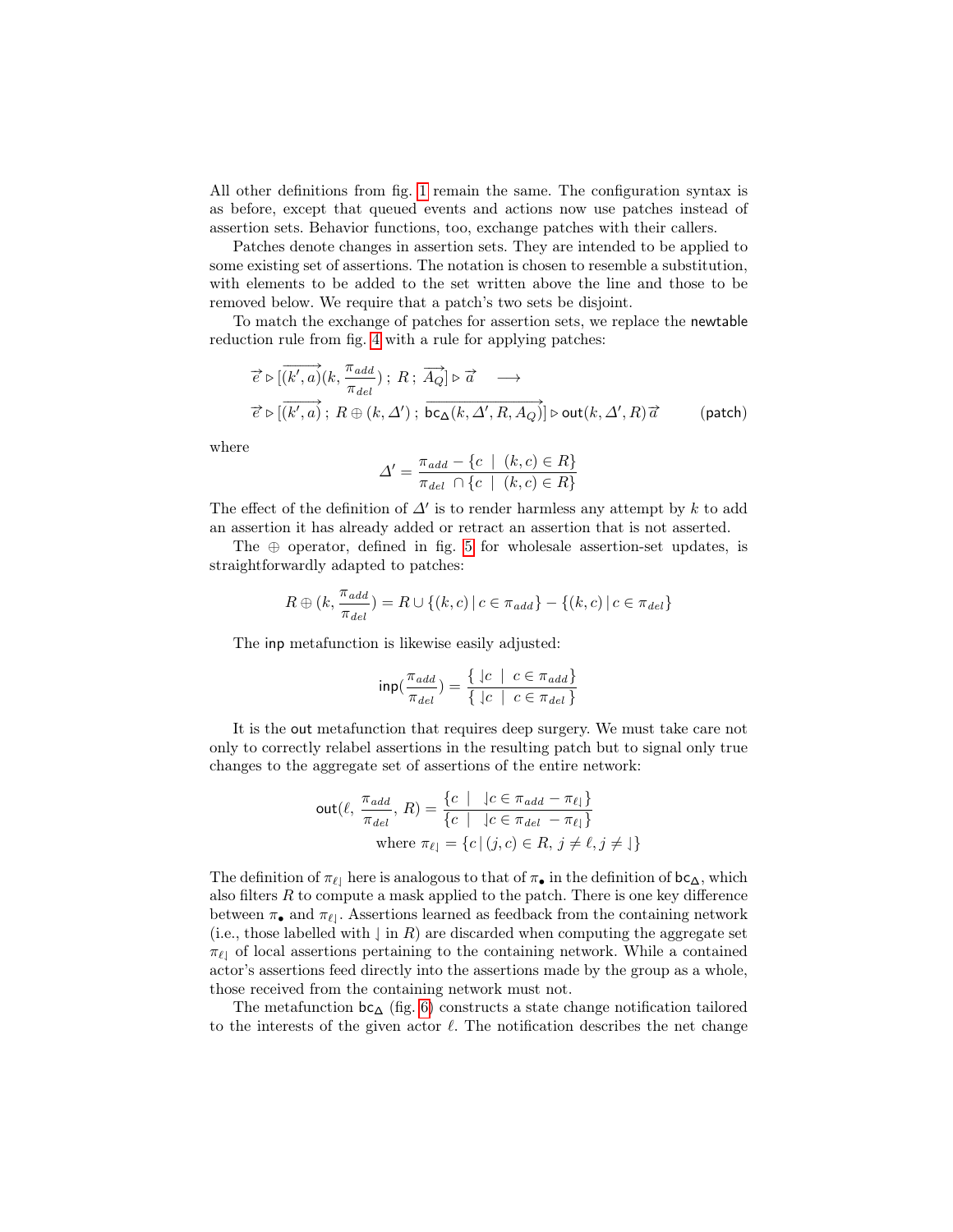All other definitions from fig. 1 remain the same. The configuration syntax is as before, except that queued events and actions now use patches instead of assertion sets. Behavior functions, too, exchange patches with their callers.

Patches denote changes in assertion sets. They are intended to be applied to some existing set of assertions. The notation is chosen to resemble a substitution, with elements to be added to the set written above the line and those to be removed below. We require that a patch's two sets be disjoint.

To match the exchange of patches for assertion sets, we replace the newtable reduction rule from fig. 4 with a rule for applying patches:

$$\begin{aligned}
&\vec{e} \triangleright [\overrightarrow{(k', a)}(k, \frac{\pi_{add}}{\pi_{del}})\ ;\ R\ ;\ \overrightarrow{A_Q}] \triangleright \vec{a} \quad \longrightarrow \\
&\vec{e} \triangleright [\overrightarrow{(k', a)}\ ;\ R \oplus (k, \Delta')\ ;\ \overrightarrow{\mathsf{bc}_{\Delta}(k, \Delta', R, A_Q)}] \triangleright \mathsf{out}(k, \Delta', R)\vec{a} \qquad \text{(patch)}
\end{aligned}$$

where

$$\Delta' = \frac{\pi_{add} - \{c \ |\ (k, c) \in R\}}{\pi_{del}\ \cap \{c \ |\ (k, c) \in R\}}$$

The effect of the definition of $\Delta'$ is to render harmless any attempt by $k$ to add an assertion it has already added or retract an assertion that is not asserted.

The $\oplus$ operator, defined in fig. 5 for wholesale assertion-set updates, is straightforwardly adapted to patches:

$$R \oplus (k, \frac{\pi_{add}}{\pi_{del}}) = R \cup \{(k, c) \,|\, c \in \pi_{add}\} - \{(k, c) \,|\, c \in \pi_{del}\}$$

The inp metafunction is likewise easily adjusted:

$$\mathsf{inp}(\frac{\pi_{add}}{\pi_{del}}) = \frac{\{\ \downharpoonleft c \ \ |\ \ c \in \pi_{add}\}}{\{\ \downharpoonleft c \ \ |\ \ c \in \pi_{del}\ \}}$$

It is the out metafunction that requires deep surgery. We must take care not only to correctly relabel assertions in the resulting patch but to signal only true changes to the aggregate set of assertions of the entire network:

$$\begin{aligned}
\mathsf{out}(\ell,\ \frac{\pi_{add}}{\pi_{del}},\ R) &= \frac{\{c \ \ |\ \ \downharpoonleft c \in \pi_{add} - \pi_{\ell\downharpoonleft}\}}{\{c \ \ |\ \ \downharpoonleft c \in \pi_{del}\ - \pi_{\ell\downharpoonleft}\}} \\
&\text{where } \pi_{\ell\downharpoonleft} = \{c \,|\, (j, c) \in R,\ j \neq \ell, j \neq \downharpoonleft\}
\end{aligned}$$

The definition of $\pi_{\ell\downharpoonleft}$ here is analogous to that of $\pi_\bullet$ in the definition of $\mathsf{bc}_{\Delta}$, which also filters $R$ to compute a mask applied to the patch. There is one key difference between $\pi_\bullet$ and $\pi_{\ell\downharpoonleft}$. Assertions learned as feedback from the containing network (i.e., those labelled with $\downharpoonleft$ in $R$) are discarded when computing the aggregate set $\pi_{\ell\downharpoonleft}$ of local assertions pertaining to the containing network. While a contained actor's assertions feed directly into the assertions made by the group as a whole, those received from the containing network must not.

The metafunction $\mathsf{bc}_{\Delta}$ (fig. 6) constructs a state change notification tailored to the interests of the given actor $\ell$. The notification describes the net change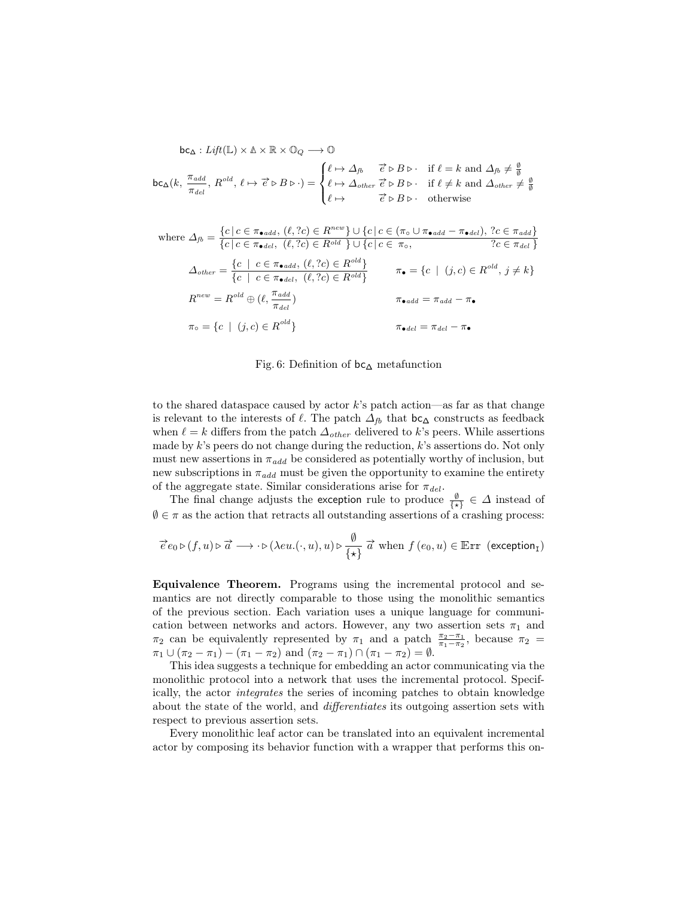$$\mathsf{bc}_{\Delta} : \mathit{Lift}(\mathbb{L}) \times \mathbb{A} \times \mathbb{R} \times \mathbb{O}_Q \longrightarrow \mathbb{O}$$

$$\mathsf{bc}_{\Delta}(k,\, \frac{\pi_{add}}{\pi_{del}},\, R^{old},\, \ell \mapsto \vec{e} \triangleright B \triangleright \cdot) = \begin{cases} \ell \mapsto \Delta_{fb} \quad \vec{e} \triangleright B \triangleright \cdot & \text{if } \ell = k \text{ and } \Delta_{fb} \neq \frac{\emptyset}{\emptyset} \\ \ell \mapsto \Delta_{other}\, \vec{e} \triangleright B \triangleright \cdot & \text{if } \ell \neq k \text{ and } \Delta_{other} \neq \frac{\emptyset}{\emptyset} \\ \ell \mapsto \quad\quad \vec{e} \triangleright B \triangleright \cdot & \text{otherwise} \end{cases}$$

$$\text{where } \Delta_{fb} = \frac{\{c \,|\, c \in \pi_{\bullet add},\, (\ell, ?c) \in R^{new}\} \cup \{c \,|\, c \in (\pi_\circ \cup \pi_{\bullet add} - \pi_{\bullet del}),\, ?c \in \pi_{add}\}}{\{c \,|\, c \in \pi_{\bullet del},\, (\ell, ?c) \in R^{old}\} \cup \{c \,|\, c \in \pi_\circ, \qquad\qquad\qquad ?c \in \pi_{del}\}}$$

$$\Delta_{other} = \frac{\{c \;|\; c \in \pi_{\bullet add},\, (\ell, ?c) \in R^{old}\}}{\{c \;|\; c \in \pi_{\bullet del},\, (\ell, ?c) \in R^{old}\}} \qquad \pi_\bullet = \{c \;|\; (j, c) \in R^{old},\, j \neq k\}$$

$$R^{new} = R^{old} \oplus (\ell, \frac{\pi_{add}}{\pi_{del}}) \qquad \pi_{\bullet add} = \pi_{add} - \pi_\bullet$$

$$\pi_\circ = \{c \;|\; (j, c) \in R^{old}\} \qquad \pi_{\bullet del} = \pi_{del} - \pi_\bullet$$

Fig. 6: Definition of $\mathsf{bc}_{\Delta}$ metafunction

to the shared dataspace caused by actor $k$'s patch action—as far as that change is relevant to the interests of $\ell$. The patch $\Delta_{fb}$ that $\mathsf{bc}_{\Delta}$ constructs as feedback when $\ell = k$ differs from the patch $\Delta_{other}$ delivered to $k$'s peers. While assertions made by $k$'s peers do not change during the reduction, $k$'s assertions do. Not only must new assertions in $\pi_{add}$ be considered as potentially worthy of inclusion, but new subscriptions in $\pi_{add}$ must be given the opportunity to examine the entirety of the aggregate state. Similar considerations arise for $\pi_{del}$.

The final change adjusts the exception rule to produce $\frac{\emptyset}{\{\star\}} \in \Delta$ instead of $\emptyset \in \pi$ as the action that retracts all outstanding assertions of a crashing process:

$$\vec{e}\, e_0 \triangleright (f, u) \triangleright \vec{a} \longrightarrow \cdot \triangleright (\lambda eu.(\cdot, u), u) \triangleright \frac{\emptyset}{\{\star\}}\, \vec{a} \text{ when } f\,(e_0, u) \in \mathbb{E}\mathrm{rr} \quad (\mathsf{exception}_{\mathtt{I}})$$

**Equivalence Theorem.** Programs using the incremental protocol and semantics are not directly comparable to those using the monolithic semantics of the previous section. Each variation uses a unique language for communication between networks and actors. However, any two assertion sets $\pi_1$ and $\pi_2$ can be equivalently represented by $\pi_1$ and a patch $\frac{\pi_2 - \pi_1}{\pi_1 - \pi_2}$, because $\pi_2 = \pi_1 \cup (\pi_2 - \pi_1) - (\pi_1 - \pi_2)$ and $(\pi_2 - \pi_1) \cap (\pi_1 - \pi_2) = \emptyset$.

This idea suggests a technique for embedding an actor communicating via the monolithic protocol into a network that uses the incremental protocol. Specifically, the actor *integrates* the series of incoming patches to obtain knowledge about the state of the world, and *differentiates* its outgoing assertion sets with respect to previous assertion sets.

Every monolithic leaf actor can be translated into an equivalent incremental actor by composing its behavior function with a wrapper that performs this on-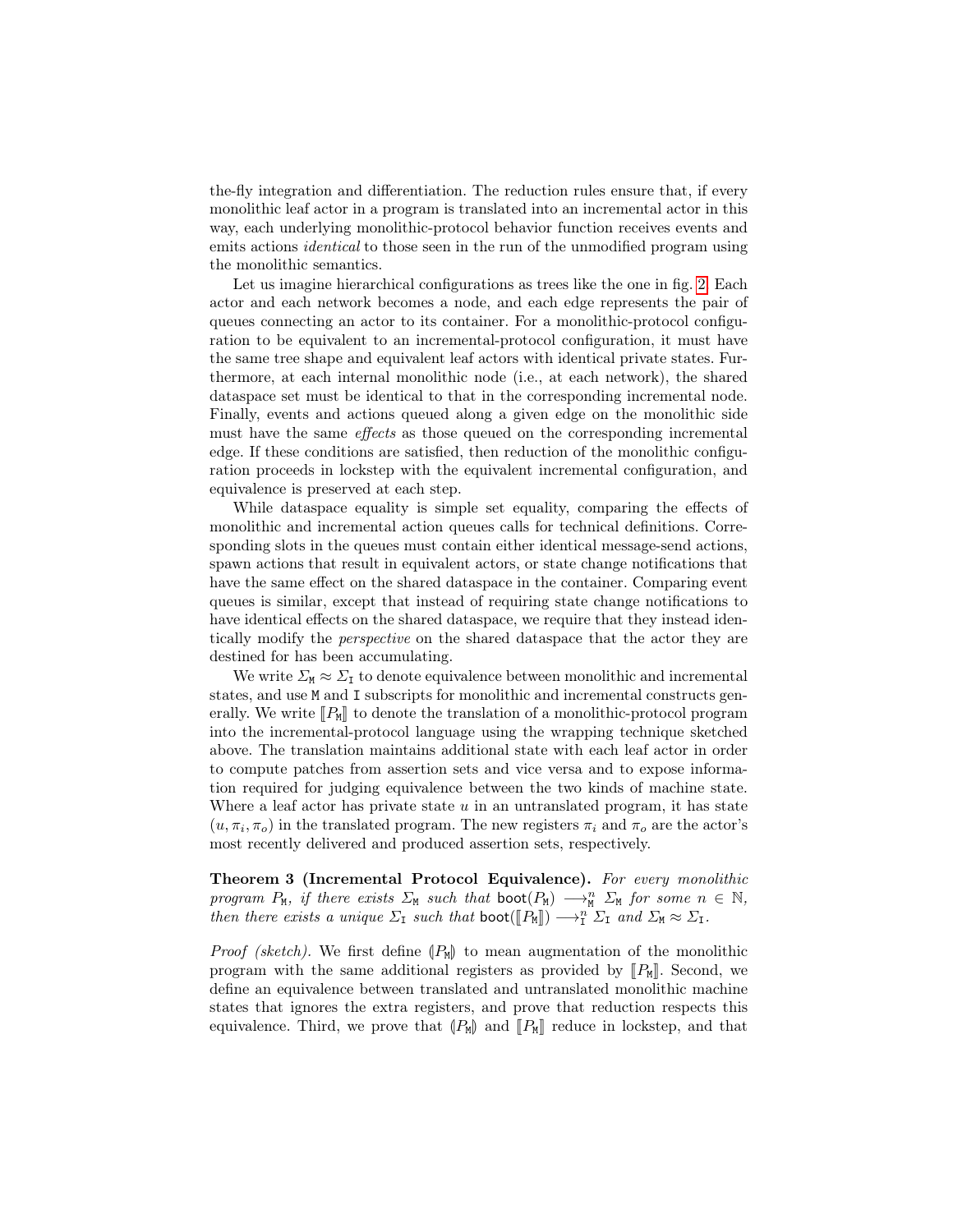the-fly integration and differentiation. The reduction rules ensure that, if every monolithic leaf actor in a program is translated into an incremental actor in this way, each underlying monolithic-protocol behavior function receives events and emits actions *identical* to those seen in the run of the unmodified program using the monolithic semantics.

Let us imagine hierarchical configurations as trees like the one in fig. 2. Each actor and each network becomes a node, and each edge represents the pair of queues connecting an actor to its container. For a monolithic-protocol configuration to be equivalent to an incremental-protocol configuration, it must have the same tree shape and equivalent leaf actors with identical private states. Furthermore, at each internal monolithic node (i.e., at each network), the shared dataspace set must be identical to that in the corresponding incremental node. Finally, events and actions queued along a given edge on the monolithic side must have the same *effects* as those queued on the corresponding incremental edge. If these conditions are satisfied, then reduction of the monolithic configuration proceeds in lockstep with the equivalent incremental configuration, and equivalence is preserved at each step.

While dataspace equality is simple set equality, comparing the effects of monolithic and incremental action queues calls for technical definitions. Corresponding slots in the queues must contain either identical message-send actions, spawn actions that result in equivalent actors, or state change notifications that have the same effect on the shared dataspace in the container. Comparing event queues is similar, except that instead of requiring state change notifications to have identical effects on the shared dataspace, we require that they instead identically modify the *perspective* on the shared dataspace that the actor they are destined for has been accumulating.

We write $\Sigma_{\mathtt{M}} \approx \Sigma_{\mathtt{I}}$ to denote equivalence between monolithic and incremental states, and use M and I subscripts for monolithic and incremental constructs generally. We write $[\![P_{\mathtt{M}}]\!]$ to denote the translation of a monolithic-protocol program into the incremental-protocol language using the wrapping technique sketched above. The translation maintains additional state with each leaf actor in order to compute patches from assertion sets and vice versa and to expose information required for judging equivalence between the two kinds of machine state. Where a leaf actor has private state $u$ in an untranslated program, it has state $(u, \pi_i, \pi_o)$ in the translated program. The new registers $\pi_i$ and $\pi_o$ are the actor's most recently delivered and produced assertion sets, respectively.

**Theorem 3 (Incremental Protocol Equivalence).** *For every monolithic program $P_{\mathtt{M}}$, if there exists $\Sigma_{\mathtt{M}}$ such that $\mathsf{boot}(P_{\mathtt{M}}) \longrightarrow^n_{\mathtt{M}} \Sigma_{\mathtt{M}}$ for some $n \in \mathbb{N}$, then there exists a unique $\Sigma_{\mathtt{I}}$ such that $\mathsf{boot}([\![P_{\mathtt{M}}]\!]) \longrightarrow^n_{\mathtt{I}} \Sigma_{\mathtt{I}}$ and $\Sigma_{\mathtt{M}} \approx \Sigma_{\mathtt{I}}$.*

*Proof (sketch).* We first define $(\!|P_{\mathtt{M}}|\!)$ to mean augmentation of the monolithic program with the same additional registers as provided by $[\![P_{\mathtt{M}}]\!]$. Second, we define an equivalence between translated and untranslated monolithic machine states that ignores the extra registers, and prove that reduction respects this equivalence. Third, we prove that $(\!|P_{\mathtt{M}}|\!)$ and $[\![P_{\mathtt{M}}]\!]$ reduce in lockstep, and that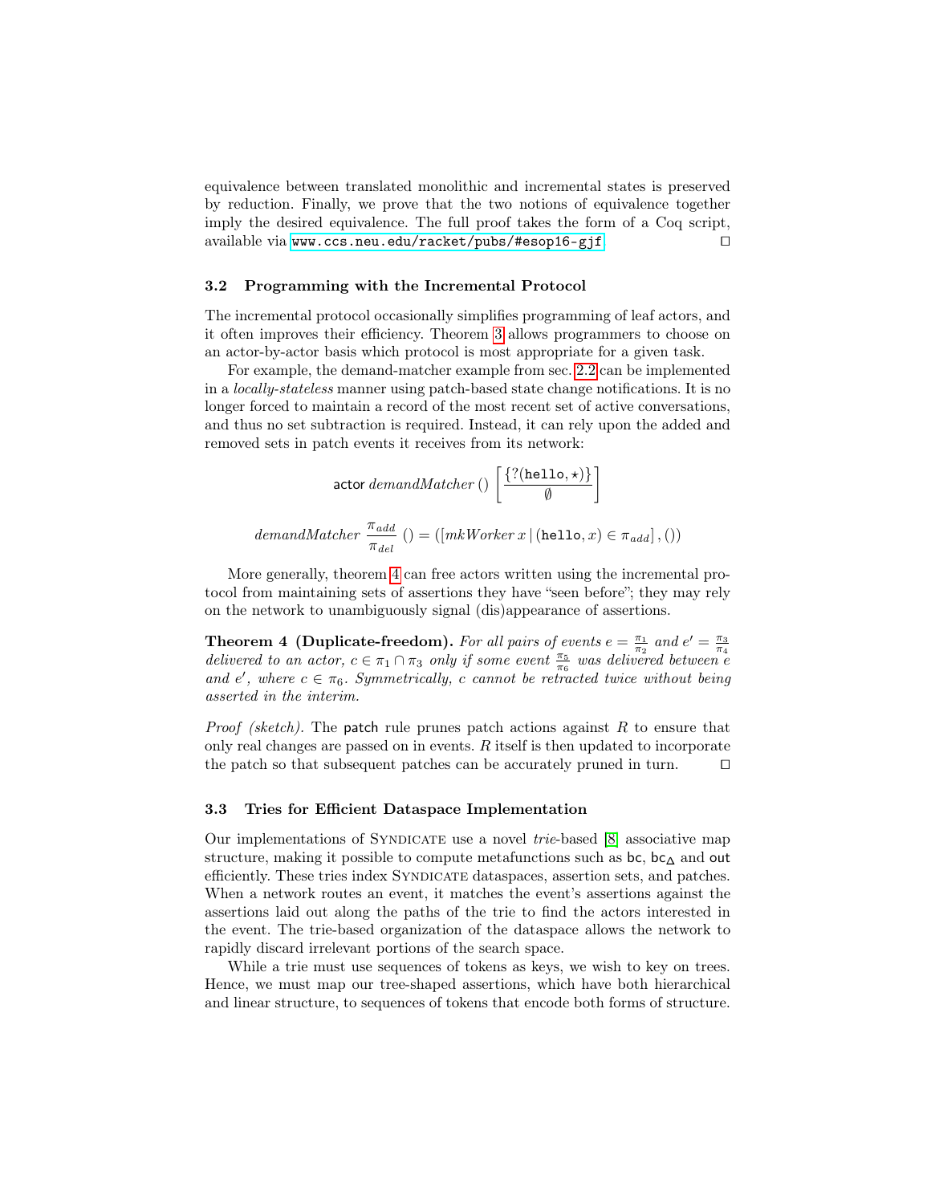equivalence between translated monolithic and incremental states is preserved by reduction. Finally, we prove that the two notions of equivalence together imply the desired equivalence. The full proof takes the form of a Coq script, available via `www.ccs.neu.edu/racket/pubs/#esop16-gjf`. ◻

### 3.2 Programming with the Incremental Protocol

The incremental protocol occasionally simplifies programming of leaf actors, and it often improves their efficiency. Theorem 3 allows programmers to choose on an actor-by-actor basis which protocol is most appropriate for a given task.

For example, the demand-matcher example from sec. 2.2 can be implemented in a *locally-stateless* manner using patch-based state change notifications. It is no longer forced to maintain a record of the most recent set of active conversations, and thus no set subtraction is required. Instead, it can rely upon the added and removed sets in patch events it receives from its network:

$$\mathsf{actor}\ \mathit{demandMatcher}\ ()\ \left[\frac{\{?(\mathtt{hello}, \star)\}}{\emptyset}\right]$$

$$\mathit{demandMatcher}\ \frac{\pi_{add}}{\pi_{del}}\ () = ([\mathit{mkWorker}\, x \mid (\mathtt{hello}, x) \in \pi_{add}], ())$$

More generally, theorem 4 can free actors written using the incremental protocol from maintaining sets of assertions they have "seen before"; they may rely on the network to unambiguously signal (dis)appearance of assertions.

**Theorem 4 (Duplicate-freedom).** *For all pairs of events $e = \frac{\pi_1}{\pi_2}$ and $e' = \frac{\pi_3}{\pi_4}$ delivered to an actor, $c \in \pi_1 \cap \pi_3$ only if some event $\frac{\pi_5}{\pi_6}$ was delivered between $e$ and $e'$, where $c \in \pi_6$. Symmetrically, $c$ cannot be retracted twice without being asserted in the interim.*

*Proof (sketch).* The $\mathsf{patch}$ rule prunes patch actions against $R$ to ensure that only real changes are passed on in events. $R$ itself is then updated to incorporate the patch so that subsequent patches can be accurately pruned in turn. ◻

### 3.3 Tries for Efficient Dataspace Implementation

Our implementations of Syndicate use a novel *trie*-based [8] associative map structure, making it possible to compute metafunctions such as $\mathsf{bc}$, $\mathsf{bc}_\Delta$ and $\mathsf{out}$ efficiently. These tries index Syndicate dataspaces, assertion sets, and patches. When a network routes an event, it matches the event's assertions against the assertions laid out along the paths of the trie to find the actors interested in the event. The trie-based organization of the dataspace allows the network to rapidly discard irrelevant portions of the search space.

While a trie must use sequences of tokens as keys, we wish to key on trees. Hence, we must map our tree-shaped assertions, which have both hierarchical and linear structure, to sequences of tokens that encode both forms of structure.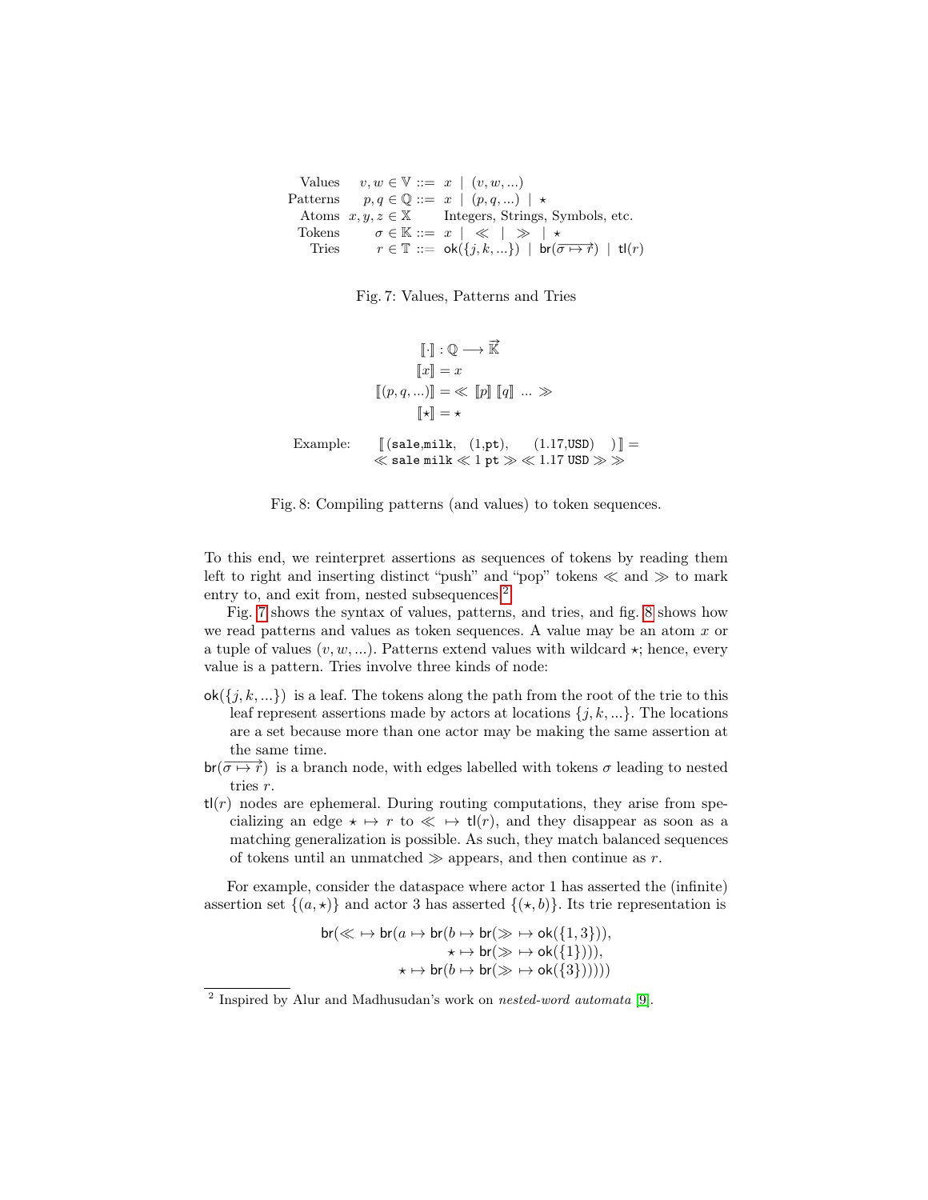$$
\begin{array}{lrcl}
\text{Values} & v, w \in \mathbb{V} & ::= & x \;\mid\; (v, w, ...) \\
\text{Patterns} & p, q \in \mathbb{Q} & ::= & x \;\mid\; (p, q, ...) \;\mid\; \star \\
\text{Atoms} & x, y, z \in \mathbb{X} & & \text{Integers, Strings, Symbols, etc.} \\
\text{Tokens} & \sigma \in \mathbb{K} & ::= & x \;\mid\; \ll \;\mid\; \gg \;\mid\; \star \\
\text{Tries} & r \in \mathbb{T} & ::= & \mathsf{ok}(\{j, k, ...\}) \;\mid\; \mathsf{br}(\overrightarrow{\sigma \mapsto r}) \;\mid\; \mathsf{tl}(r)
\end{array}
$$

Fig. 7: Values, Patterns and Tries

$$
\begin{aligned}
[\![\cdot]\!] &: \mathbb{Q} \longrightarrow \vec{\mathbb{K}} \\
[\![x]\!] &= x \\
[\![(p, q, ...)]\!] &= \ll \; [\![p]\!] \; [\![q]\!] \; ... \; \gg \\
[\![\star]\!] &= \star
\end{aligned}
$$

$$
\text{Example:} \quad [\![\,(\texttt{sale}, \texttt{milk}, \;\; (1, \texttt{pt}), \;\;\; (1.17, \texttt{USD}) \;\;)\,]\!] = \\
\ll \texttt{sale}\;\texttt{milk} \ll 1\;\texttt{pt} \gg \ll 1.17\;\texttt{USD} \gg \gg
$$

Fig. 8: Compiling patterns (and values) to token sequences.

To this end, we reinterpret assertions as sequences of tokens by reading them left to right and inserting distinct "push" and "pop" tokens $\ll$ and $\gg$ to mark entry to, and exit from, nested subsequences.[2]

Fig. 7 shows the syntax of values, patterns, and tries, and fig. 8 shows how we read patterns and values as token sequences. A value may be an atom $x$ or a tuple of values $(v, w, ...)$. Patterns extend values with wildcard $\star$; hence, every value is a pattern. Tries involve three kinds of node:

- $\mathsf{ok}(\{j, k, ...\})$ is a leaf. The tokens along the path from the root of the trie to this leaf represent assertions made by actors at locations $\{j, k, ...\}$. The locations are a set because more than one actor may be making the same assertion at the same time.
- $\mathsf{br}(\overrightarrow{\sigma \mapsto r})$ is a branch node, with edges labelled with tokens $\sigma$ leading to nested tries $r$.
- $\mathsf{tl}(r)$ nodes are ephemeral. During routing computations, they arise from specializing an edge $\star \mapsto r$ to $\ll \;\mapsto \mathsf{tl}(r)$, and they disappear as soon as a matching generalization is possible. As such, they match balanced sequences of tokens until an unmatched $\gg$ appears, and then continue as $r$.

For example, consider the dataspace where actor 1 has asserted the (infinite) assertion set $\{(a, \star)\}$ and actor 3 has asserted $\{(\star, b)\}$. Its trie representation is

$$
\begin{aligned}
\mathsf{br}(\ll \;\mapsto \mathsf{br}(a \mapsto \mathsf{br}(&b \mapsto \mathsf{br}(\gg \;\mapsto \mathsf{ok}(\{1, 3\})), \\
&\star \mapsto \mathsf{br}(\gg \;\mapsto \mathsf{ok}(\{1\}))), \\
\star \mapsto \mathsf{br}(&b \mapsto \mathsf{br}(\gg \;\mapsto \mathsf{ok}(\{3\})))))
\end{aligned}
$$

[2] Inspired by Alur and Madhusudan's work on *nested-word automata* [9].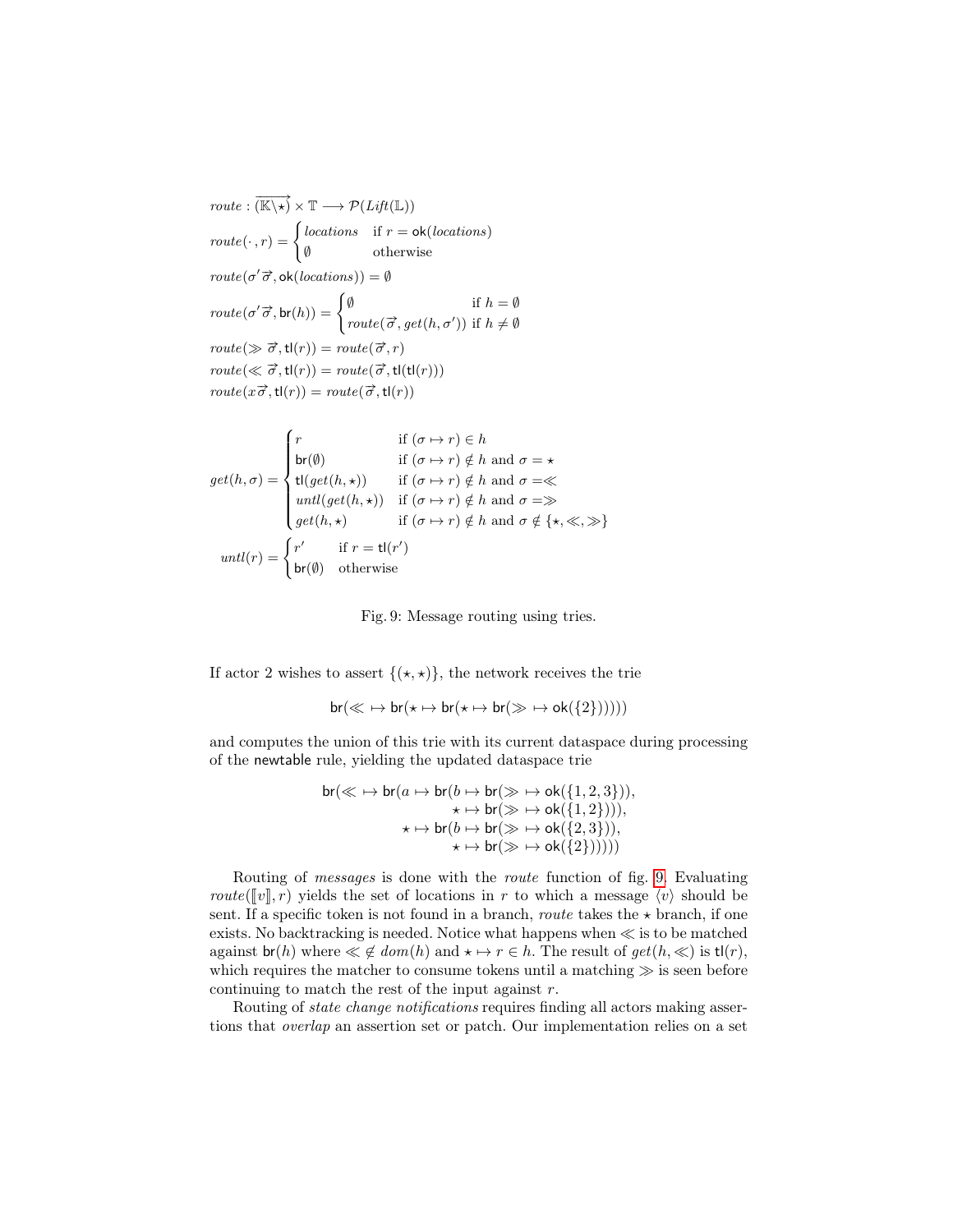$$
\begin{aligned}
&route : \overrightarrow{(\mathbb{K}\backslash\star)} \times \mathbb{T} \longrightarrow \mathcal{P}(\mathit{Lift}(\mathbb{L}))\\
&route(\cdot, r) = \begin{cases} \mathit{locations} & \text{if } r = \mathsf{ok}(\mathit{locations})\\ \emptyset & \text{otherwise}\end{cases}\\
&route(\sigma'\vec{\sigma}, \mathsf{ok}(\mathit{locations})) = \emptyset\\
&route(\sigma'\vec{\sigma}, \mathsf{br}(h)) = \begin{cases} \emptyset & \text{if } h = \emptyset\\ route(\vec{\sigma}, get(h, \sigma')) & \text{if } h \neq \emptyset\end{cases}\\
&route(\gg \vec{\sigma}, \mathsf{tl}(r)) = route(\vec{\sigma}, r)\\
&route(\ll \vec{\sigma}, \mathsf{tl}(r)) = route(\vec{\sigma}, \mathsf{tl}(\mathsf{tl}(r)))\\
&route(x\vec{\sigma}, \mathsf{tl}(r)) = route(\vec{\sigma}, \mathsf{tl}(r))
\end{aligned}
$$

$$
get(h, \sigma) = \begin{cases}
r & \text{if } (\sigma \mapsto r) \in h\\
\mathsf{br}(\emptyset) & \text{if } (\sigma \mapsto r) \notin h \text{ and } \sigma = \star\\
\mathsf{tl}(get(h, \star)) & \text{if } (\sigma \mapsto r) \notin h \text{ and } \sigma = \ll\\
\mathit{untl}(get(h, \star)) & \text{if } (\sigma \mapsto r) \notin h \text{ and } \sigma = \gg\\
get(h, \star) & \text{if } (\sigma \mapsto r) \notin h \text{ and } \sigma \notin \{\star, \ll, \gg\}
\end{cases}
$$

$$
\mathit{untl}(r) = \begin{cases} r' & \text{if } r = \mathsf{tl}(r')\\ \mathsf{br}(\emptyset) & \text{otherwise}\end{cases}
$$

Fig. 9: Message routing using tries.

If actor 2 wishes to assert $\{(\star, \star)\}$, the network receives the trie

$$\mathsf{br}(\ll \mapsto \mathsf{br}(\star \mapsto \mathsf{br}(\star \mapsto \mathsf{br}(\gg \mapsto \mathsf{ok}(\{2\})))))$$

and computes the union of this trie with its current dataspace during processing of the newtable rule, yielding the updated dataspace trie

$$
\begin{aligned}
\mathsf{br}(\ll \mapsto \mathsf{br}(a \mapsto \mathsf{br}(b \mapsto \mathsf{br}(\gg \mapsto \mathsf{ok}(\{1,2,3\})),&\\
\star \mapsto \mathsf{br}(\gg \mapsto \mathsf{ok}(\{1,2\}))),&\\
\star \mapsto \mathsf{br}(b \mapsto \mathsf{br}(\gg \mapsto \mathsf{ok}(\{2,3\})),&\\
\star \mapsto \mathsf{br}(\gg \mapsto \mathsf{ok}(\{2\})))))&
\end{aligned}
$$

Routing of *messages* is done with the *route* function of fig. 9. Evaluating $route([\![v]\!], r)$ yields the set of locations in $r$ to which a message $\langle v \rangle$ should be sent. If a specific token is not found in a branch, *route* takes the $\star$ branch, if one exists. No backtracking is needed. Notice what happens when $\ll$ is to be matched against $\mathsf{br}(h)$ where $\ll \notin dom(h)$ and $\star \mapsto r \in h$. The result of $get(h, \ll)$ is $\mathsf{tl}(r)$, which requires the matcher to consume tokens until a matching $\gg$ is seen before continuing to match the rest of the input against $r$.

Routing of *state change notifications* requires finding all actors making assertions that *overlap* an assertion set or patch. Our implementation relies on a set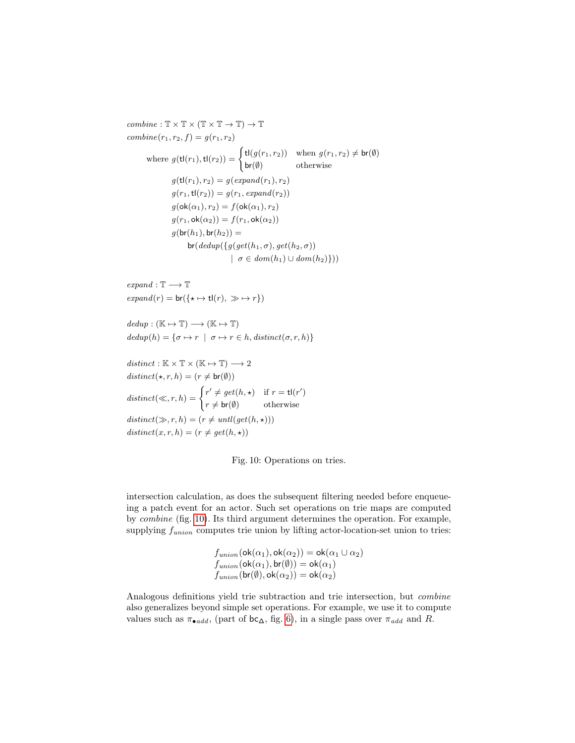$$
\begin{aligned}
&\mathit{combine} : \mathbb{T} \times \mathbb{T} \times (\mathbb{T} \times \mathbb{T} \to \mathbb{T}) \to \mathbb{T} \\
&\mathit{combine}(r_1, r_2, f) = g(r_1, r_2) \\
&\qquad \text{where } g(\mathsf{tl}(r_1), \mathsf{tl}(r_2)) = \begin{cases} \mathsf{tl}(g(r_1, r_2)) & \text{when } g(r_1, r_2) \neq \mathsf{br}(\emptyset) \\ \mathsf{br}(\emptyset) & \text{otherwise} \end{cases} \\
&\qquad\qquad g(\mathsf{tl}(r_1), r_2) = g(\mathit{expand}(r_1), r_2) \\
&\qquad\qquad g(r_1, \mathsf{tl}(r_2)) = g(r_1, \mathit{expand}(r_2)) \\
&\qquad\qquad g(\mathsf{ok}(\alpha_1), r_2) = f(\mathsf{ok}(\alpha_1), r_2) \\
&\qquad\qquad g(r_1, \mathsf{ok}(\alpha_2)) = f(r_1, \mathsf{ok}(\alpha_2)) \\
&\qquad\qquad g(\mathsf{br}(h_1), \mathsf{br}(h_2)) = \\
&\qquad\qquad\qquad \mathsf{br}(\mathit{dedup}(\{g(\mathit{get}(h_1, \sigma), \mathit{get}(h_2, \sigma)) \\
&\qquad\qquad\qquad\qquad\qquad \mid \sigma \in \mathit{dom}(h_1) \cup \mathit{dom}(h_2)\}))
\end{aligned}
$$

$$
\begin{aligned}
&\mathit{expand} : \mathbb{T} \longrightarrow \mathbb{T} \\
&\mathit{expand}(r) = \mathsf{br}(\{\star \mapsto \mathsf{tl}(r),\ \gg \mapsto r\})
\end{aligned}
$$

$$
\begin{aligned}
&\mathit{dedup} : (\mathbb{K} \mapsto \mathbb{T}) \longrightarrow (\mathbb{K} \mapsto \mathbb{T}) \\
&\mathit{dedup}(h) = \{\sigma \mapsto r \mid \sigma \mapsto r \in h, \mathit{distinct}(\sigma, r, h)\}
\end{aligned}
$$

$$
\begin{aligned}
&\mathit{distinct} : \mathbb{K} \times \mathbb{T} \times (\mathbb{K} \mapsto \mathbb{T}) \longrightarrow 2 \\
&\mathit{distinct}(\star, r, h) = (r \neq \mathsf{br}(\emptyset)) \\
&\mathit{distinct}(\ll, r, h) = \begin{cases} r' \neq \mathit{get}(h, \star) & \text{if } r = \mathsf{tl}(r') \\ r \neq \mathsf{br}(\emptyset) & \text{otherwise} \end{cases} \\
&\mathit{distinct}(\gg, r, h) = (r \neq \mathit{untl}(\mathit{get}(h, \star))) \\
&\mathit{distinct}(x, r, h) = (r \neq \mathit{get}(h, \star))
\end{aligned}
$$

Fig. 10: Operations on tries.

intersection calculation, as does the subsequent filtering needed before enqueueing a patch event for an actor. Such set operations on trie maps are computed by *combine* (fig. 10). Its third argument determines the operation. For example, supplying $f_{union}$ computes trie union by lifting actor-location-set union to tries:

$$
\begin{aligned}
f_{union}(\mathsf{ok}(\alpha_1), \mathsf{ok}(\alpha_2)) &= \mathsf{ok}(\alpha_1 \cup \alpha_2) \\
f_{union}(\mathsf{ok}(\alpha_1), \mathsf{br}(\emptyset)) &= \mathsf{ok}(\alpha_1) \\
f_{union}(\mathsf{br}(\emptyset), \mathsf{ok}(\alpha_2)) &= \mathsf{ok}(\alpha_2)
\end{aligned}
$$

Analogous definitions yield trie subtraction and trie intersection, but *combine* also generalizes beyond simple set operations. For example, we use it to compute values such as $\pi_{\bullet add}$, (part of $\mathsf{bc}_\Delta$, fig. 6), in a single pass over $\pi_{add}$ and $R$.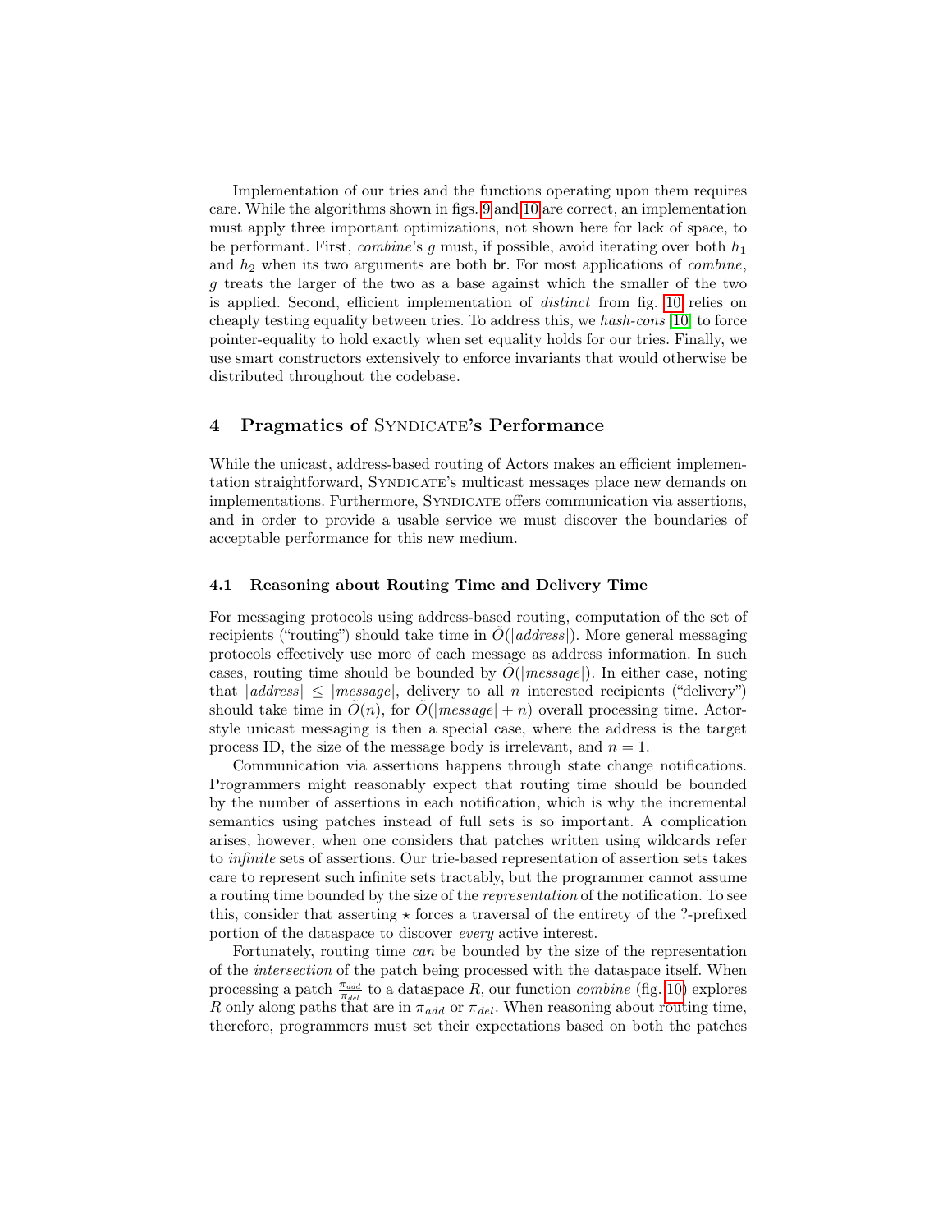Implementation of our tries and the functions operating upon them requires care. While the algorithms shown in figs. 9 and 10 are correct, an implementation must apply three important optimizations, not shown here for lack of space, to be performant. First, *combine*'s $g$ must, if possible, avoid iterating over both $h_1$ and $h_2$ when its two arguments are both br. For most applications of *combine*, $g$ treats the larger of the two as a base against which the smaller of the two is applied. Second, efficient implementation of *distinct* from fig. 10 relies on cheaply testing equality between tries. To address this, we *hash-cons* [10] to force pointer-equality to hold exactly when set equality holds for our tries. Finally, we use smart constructors extensively to enforce invariants that would otherwise be distributed throughout the codebase.

## 4 Pragmatics of Syndicate's Performance

While the unicast, address-based routing of Actors makes an efficient implementation straightforward, Syndicate's multicast messages place new demands on implementations. Furthermore, Syndicate offers communication via assertions, and in order to provide a usable service we must discover the boundaries of acceptable performance for this new medium.

### 4.1 Reasoning about Routing Time and Delivery Time

For messaging protocols using address-based routing, computation of the set of recipients ("routing") should take time in $\tilde{O}(|address|)$. More general messaging protocols effectively use more of each message as address information. In such cases, routing time should be bounded by $\tilde{O}(|message|)$. In either case, noting that $|address| \leq |message|$, delivery to all $n$ interested recipients ("delivery") should take time in $\tilde{O}(n)$, for $\tilde{O}(|message| + n)$ overall processing time. Actor-style unicast messaging is then a special case, where the address is the target process ID, the size of the message body is irrelevant, and $n = 1$.

Communication via assertions happens through state change notifications. Programmers might reasonably expect that routing time should be bounded by the number of assertions in each notification, which is why the incremental semantics using patches instead of full sets is so important. A complication arises, however, when one considers that patches written using wildcards refer to *infinite* sets of assertions. Our trie-based representation of assertion sets takes care to represent such infinite sets tractably, but the programmer cannot assume a routing time bounded by the size of the *representation* of the notification. To see this, consider that asserting $\star$ forces a traversal of the entirety of the ?-prefixed portion of the dataspace to discover *every* active interest.

Fortunately, routing time *can* be bounded by the size of the representation of the *intersection* of the patch being processed with the dataspace itself. When processing a patch $\frac{\pi_{add}}{\pi_{del}}$ to a dataspace $R$, our function *combine* (fig. 10) explores $R$ only along paths that are in $\pi_{add}$ or $\pi_{del}$. When reasoning about routing time, therefore, programmers must set their expectations based on both the patches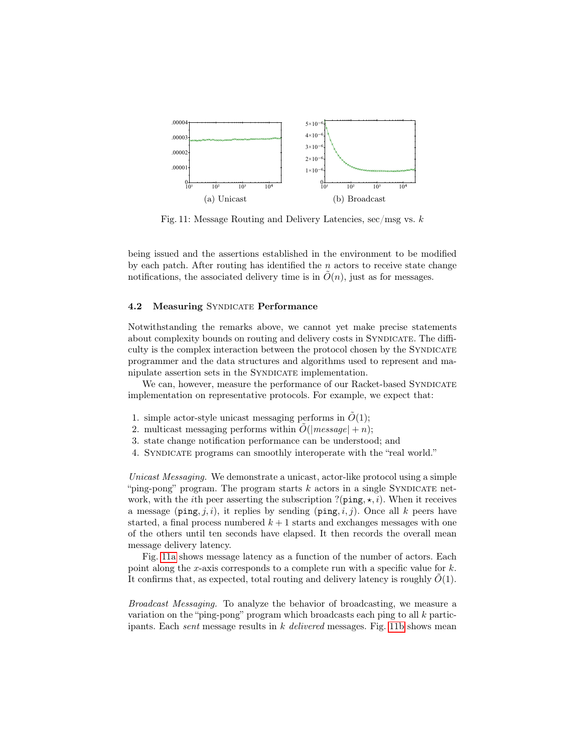(a) Unicast

(b) Broadcast

Fig. 11: Message Routing and Delivery Latencies, sec/msg vs. $k$

being issued and the assertions established in the environment to be modified by each patch. After routing has identified the $n$ actors to receive state change notifications, the associated delivery time is in $\tilde{O}(n)$, just as for messages.

### 4.2 Measuring Syndicate Performance

Notwithstanding the remarks above, we cannot yet make precise statements about complexity bounds on routing and delivery costs in Syndicate. The difficulty is the complex interaction between the protocol chosen by the Syndicate programmer and the data structures and algorithms used to represent and manipulate assertion sets in the Syndicate implementation.

We can, however, measure the performance of our Racket-based Syndicate implementation on representative protocols. For example, we expect that:

1. simple actor-style unicast messaging performs in $\tilde{O}(1)$;
2. multicast messaging performs within $\tilde{O}(|message| + n)$;
3. state change notification performance can be understood; and
4. Syndicate programs can smoothly interoperate with the "real world."

*Unicast Messaging.* We demonstrate a unicast, actor-like protocol using a simple "ping-pong" program. The program starts $k$ actors in a single Syndicate network, with the $i$th peer asserting the subscription $?(\texttt{ping}, \star, i)$. When it receives a message $(\texttt{ping}, j, i)$, it replies by sending $(\texttt{ping}, i, j)$. Once all $k$ peers have started, a final process numbered $k+1$ starts and exchanges messages with one of the others until ten seconds have elapsed. It then records the overall mean message delivery latency.

Fig. 11a shows message latency as a function of the number of actors. Each point along the $x$-axis corresponds to a complete run with a specific value for $k$. It confirms that, as expected, total routing and delivery latency is roughly $\tilde{O}(1)$.

*Broadcast Messaging.* To analyze the behavior of broadcasting, we measure a variation on the "ping-pong" program which broadcasts each ping to all $k$ participants. Each *sent* message results in $k$ *delivered* messages. Fig. 11b shows mean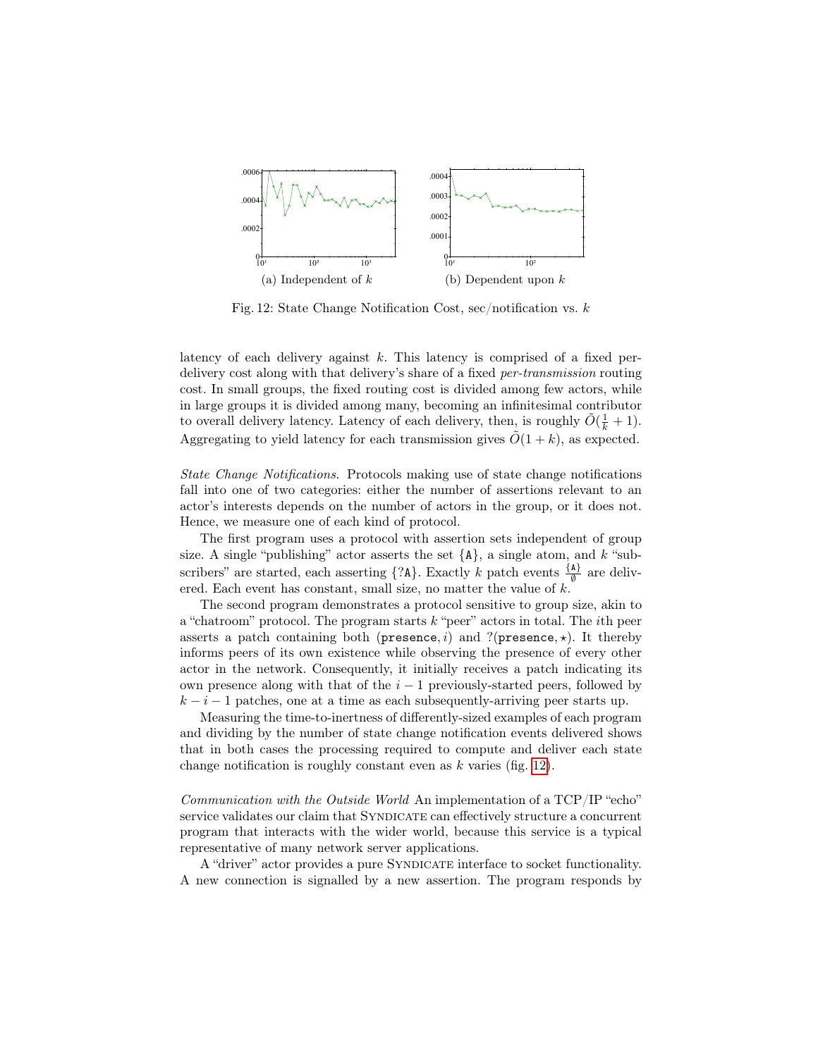(a) Independent of $k$

(b) Dependent upon $k$

Fig. 12: State Change Notification Cost, sec/notification vs. $k$

latency of each delivery against $k$. This latency is comprised of a fixed per-delivery cost along with that delivery's share of a fixed *per-transmission* routing cost. In small groups, the fixed routing cost is divided among few actors, while in large groups it is divided among many, becoming an infinitesimal contributor to overall delivery latency. Latency of each delivery, then, is roughly $\tilde{O}(\frac{1}{k}+1)$. Aggregating to yield latency for each transmission gives $\tilde{O}(1+k)$, as expected.

*State Change Notifications.* Protocols making use of state change notifications fall into one of two categories: either the number of assertions relevant to an actor's interests depends on the number of actors in the group, or it does not. Hence, we measure one of each kind of protocol.

The first program uses a protocol with assertion sets independent of group size. A single "publishing" actor asserts the set {A}, a single atom, and $k$ "subscribers" are started, each asserting {?A}. Exactly $k$ patch events $\frac{\{A\}}{\emptyset}$ are delivered. Each event has constant, small size, no matter the value of $k$.

The second program demonstrates a protocol sensitive to group size, akin to a "chatroom" protocol. The program starts $k$ "peer" actors in total. The $i$th peer asserts a patch containing both (presence, $i$) and ?(presence, $\star$). It thereby informs peers of its own existence while observing the presence of every other actor in the network. Consequently, it initially receives a patch indicating its own presence along with that of the $i-1$ previously-started peers, followed by $k-i-1$ patches, one at a time as each subsequently-arriving peer starts up.

Measuring the time-to-inertness of differently-sized examples of each program and dividing by the number of state change notification events delivered shows that in both cases the processing required to compute and deliver each state change notification is roughly constant even as $k$ varies (fig. 12).

*Communication with the Outside World* An implementation of a TCP/IP "echo" service validates our claim that Syndicate can effectively structure a concurrent program that interacts with the wider world, because this service is a typical representative of many network server applications.

A "driver" actor provides a pure Syndicate interface to socket functionality. A new connection is signalled by a new assertion. The program responds by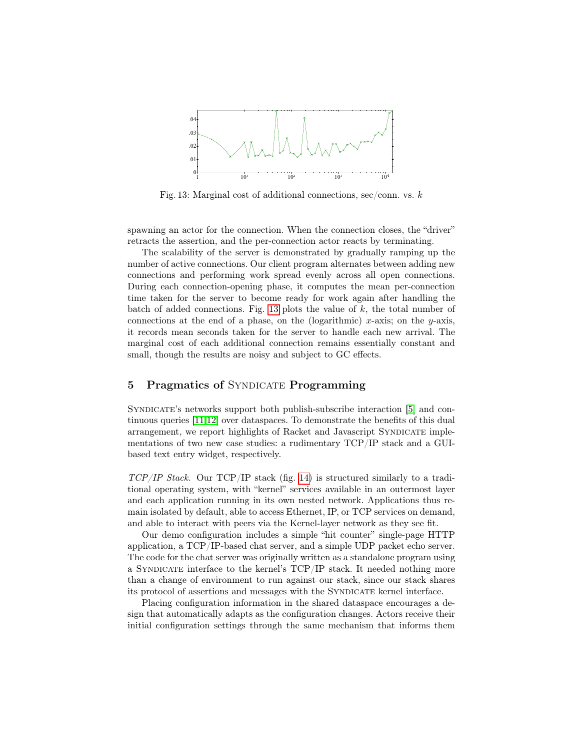Fig. 13: Marginal cost of additional connections, sec/conn. vs. $k$

spawning an actor for the connection. When the connection closes, the "driver" retracts the assertion, and the per-connection actor reacts by terminating.

The scalability of the server is demonstrated by gradually ramping up the number of active connections. Our client program alternates between adding new connections and performing work spread evenly across all open connections. During each connection-opening phase, it computes the mean per-connection time taken for the server to become ready for work again after handling the batch of added connections. Fig. 13 plots the value of $k$, the total number of connections at the end of a phase, on the (logarithmic) $x$-axis; on the $y$-axis, it records mean seconds taken for the server to handle each new arrival. The marginal cost of each additional connection remains essentially constant and small, though the results are noisy and subject to GC effects.

## 5 Pragmatics of Syndicate Programming

Syndicate's networks support both publish-subscribe interaction [5] and continuous queries [11,12] over dataspaces. To demonstrate the benefits of this dual arrangement, we report highlights of Racket and Javascript Syndicate implementations of two new case studies: a rudimentary TCP/IP stack and a GUI-based text entry widget, respectively.

*TCP/IP Stack.* Our TCP/IP stack (fig. 14) is structured similarly to a traditional operating system, with "kernel" services available in an outermost layer and each application running in its own nested network. Applications thus remain isolated by default, able to access Ethernet, IP, or TCP services on demand, and able to interact with peers via the Kernel-layer network as they see fit.

Our demo configuration includes a simple "hit counter" single-page HTTP application, a TCP/IP-based chat server, and a simple UDP packet echo server. The code for the chat server was originally written as a standalone program using a Syndicate interface to the kernel's TCP/IP stack. It needed nothing more than a change of environment to run against our stack, since our stack shares its protocol of assertions and messages with the Syndicate kernel interface.

Placing configuration information in the shared dataspace encourages a design that automatically adapts as the configuration changes. Actors receive their initial configuration settings through the same mechanism that informs them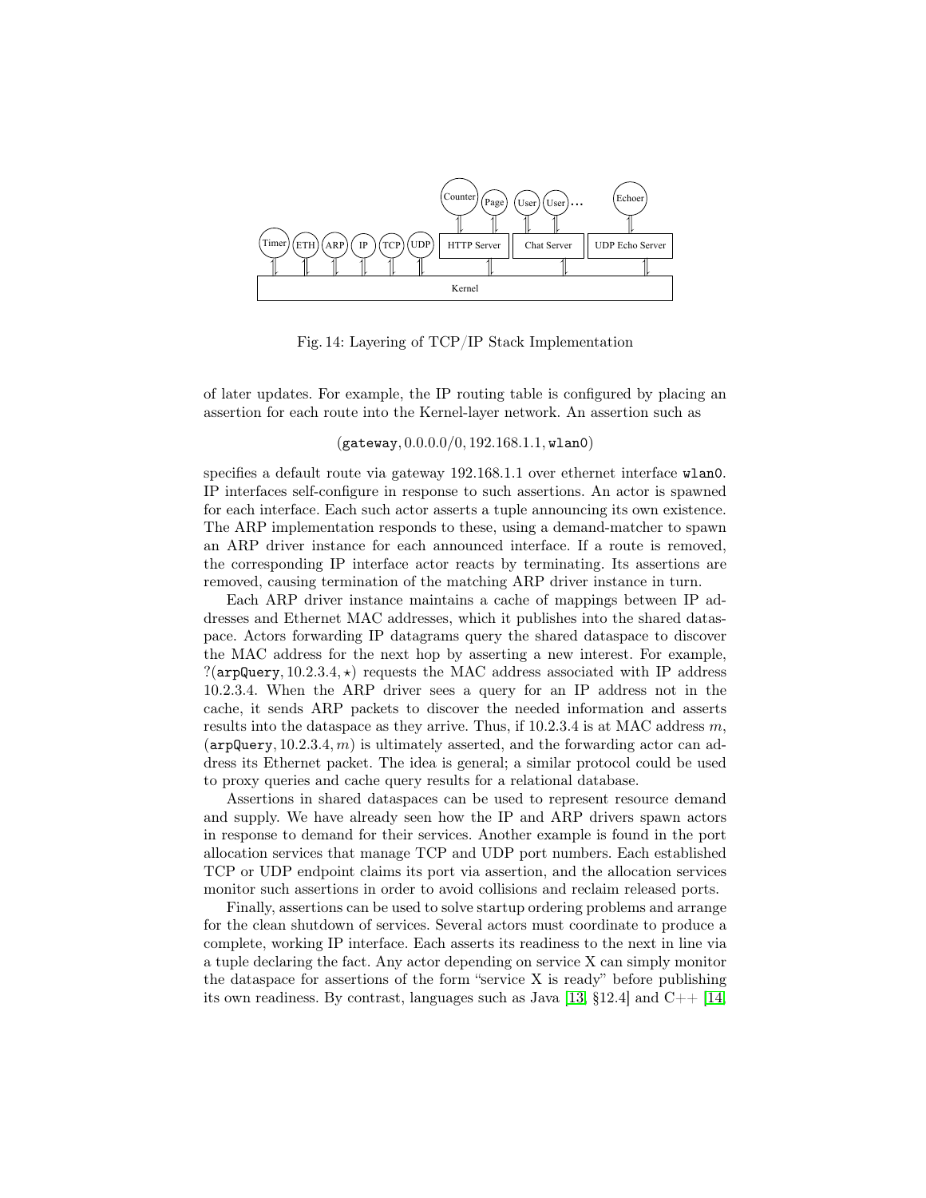Fig. 14: Layering of TCP/IP Stack Implementation

of later updates. For example, the IP routing table is configured by placing an assertion for each route into the Kernel-layer network. An assertion such as

$$(\texttt{gateway}, 0.0.0.0/0, 192.168.1.1, \texttt{wlan0})$$

specifies a default route via gateway 192.168.1.1 over ethernet interface `wlan0`. IP interfaces self-configure in response to such assertions. An actor is spawned for each interface. Each such actor asserts a tuple announcing its own existence. The ARP implementation responds to these, using a demand-matcher to spawn an ARP driver instance for each announced interface. If a route is removed, the corresponding IP interface actor reacts by terminating. Its assertions are removed, causing termination of the matching ARP driver instance in turn.

Each ARP driver instance maintains a cache of mappings between IP addresses and Ethernet MAC addresses, which it publishes into the shared dataspace. Actors forwarding IP datagrams query the shared dataspace to discover the MAC address for the next hop by asserting a new interest. For example, $?(\texttt{arpQuery}, 10.2.3.4, \star)$ requests the MAC address associated with IP address 10.2.3.4. When the ARP driver sees a query for an IP address not in the cache, it sends ARP packets to discover the needed information and asserts results into the dataspace as they arrive. Thus, if 10.2.3.4 is at MAC address $m$, $(\texttt{arpQuery}, 10.2.3.4, m)$ is ultimately asserted, and the forwarding actor can address its Ethernet packet. The idea is general; a similar protocol could be used to proxy queries and cache query results for a relational database.

Assertions in shared dataspaces can be used to represent resource demand and supply. We have already seen how the IP and ARP drivers spawn actors in response to demand for their services. Another example is found in the port allocation services that manage TCP and UDP port numbers. Each established TCP or UDP endpoint claims its port via assertion, and the allocation services monitor such assertions in order to avoid collisions and reclaim released ports.

Finally, assertions can be used to solve startup ordering problems and arrange for the clean shutdown of services. Several actors must coordinate to produce a complete, working IP interface. Each asserts its readiness to the next in line via a tuple declaring the fact. Any actor depending on service X can simply monitor the dataspace for assertions of the form "service X is ready" before publishing its own readiness. By contrast, languages such as Java [13, §12.4] and C++ [14,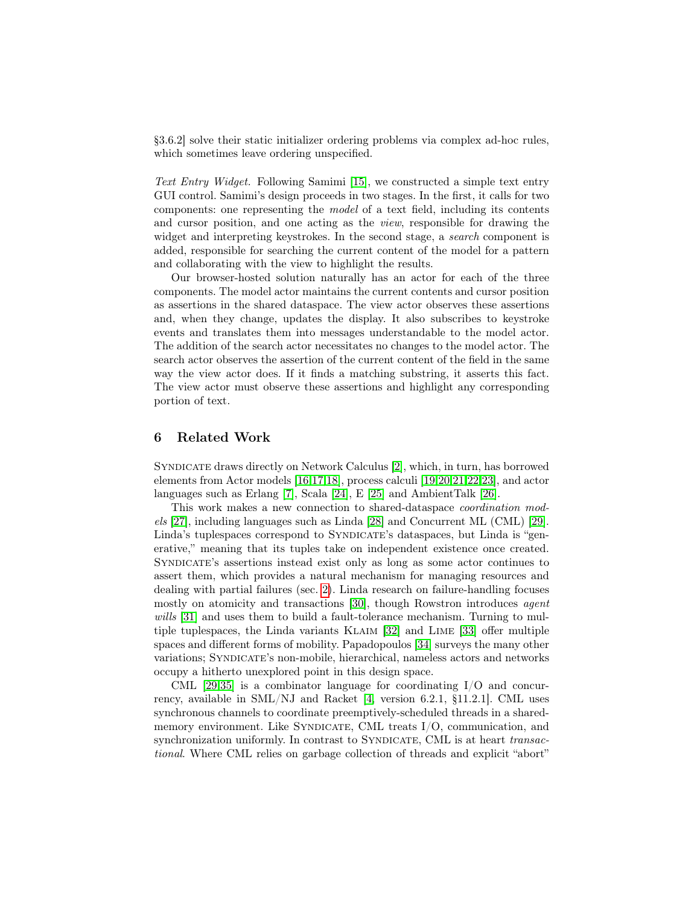§3.6.2] solve their static initializer ordering problems via complex ad-hoc rules, which sometimes leave ordering unspecified.

*Text Entry Widget.* Following Samimi [15], we constructed a simple text entry GUI control. Samimi's design proceeds in two stages. In the first, it calls for two components: one representing the *model* of a text field, including its contents and cursor position, and one acting as the *view*, responsible for drawing the widget and interpreting keystrokes. In the second stage, a *search* component is added, responsible for searching the current content of the model for a pattern and collaborating with the view to highlight the results.

Our browser-hosted solution naturally has an actor for each of the three components. The model actor maintains the current contents and cursor position as assertions in the shared dataspace. The view actor observes these assertions and, when they change, updates the display. It also subscribes to keystroke events and translates them into messages understandable to the model actor. The addition of the search actor necessitates no changes to the model actor. The search actor observes the assertion of the current content of the field in the same way the view actor does. If it finds a matching substring, it asserts this fact. The view actor must observe these assertions and highlight any corresponding portion of text.

## 6 Related Work

Syndicate draws directly on Network Calculus [2], which, in turn, has borrowed elements from Actor models [16,17,18], process calculi [19,20,21,22,23], and actor languages such as Erlang [7], Scala [24], E [25] and AmbientTalk [26].

This work makes a new connection to shared-dataspace *coordination models* [27], including languages such as Linda [28] and Concurrent ML (CML) [29]. Linda's tuplespaces correspond to Syndicate's dataspaces, but Linda is "generative," meaning that its tuples take on independent existence once created. Syndicate's assertions instead exist only as long as some actor continues to assert them, which provides a natural mechanism for managing resources and dealing with partial failures (sec. 2). Linda research on failure-handling focuses mostly on atomicity and transactions [30], though Rowstron introduces *agent wills* [31] and uses them to build a fault-tolerance mechanism. Turning to multiple tuplespaces, the Linda variants Klaim [32] and Lime [33] offer multiple spaces and different forms of mobility. Papadopoulos [34] surveys the many other variations; Syndicate's non-mobile, hierarchical, nameless actors and networks occupy a hitherto unexplored point in this design space.

CML [29,35] is a combinator language for coordinating I/O and concurrency, available in SML/NJ and Racket [4, version 6.2.1, §11.2.1]. CML uses synchronous channels to coordinate preemptively-scheduled threads in a shared-memory environment. Like Syndicate, CML treats I/O, communication, and synchronization uniformly. In contrast to Syndicate, CML is at heart *transactional*. Where CML relies on garbage collection of threads and explicit "abort"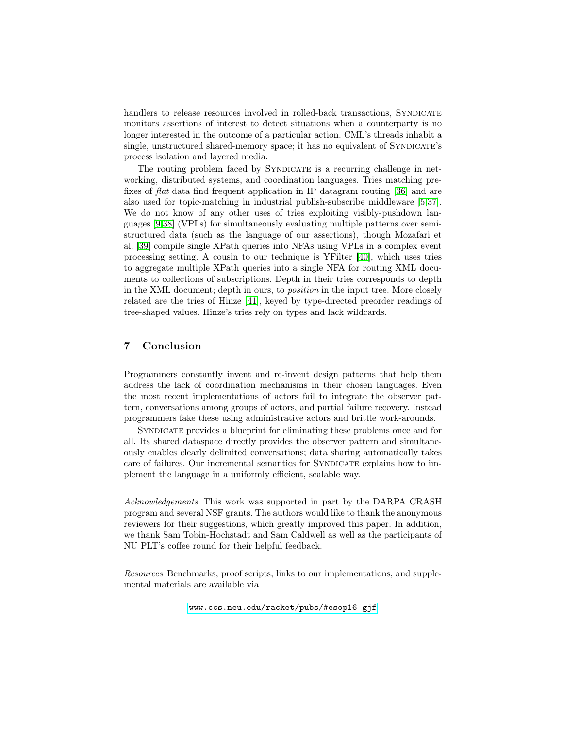handlers to release resources involved in rolled-back transactions, Syndicate monitors assertions of interest to detect situations when a counterparty is no longer interested in the outcome of a particular action. CML's threads inhabit a single, unstructured shared-memory space; it has no equivalent of Syndicate's process isolation and layered media.

The routing problem faced by Syndicate is a recurring challenge in networking, distributed systems, and coordination languages. Tries matching prefixes of *flat* data find frequent application in IP datagram routing [36] and are also used for topic-matching in industrial publish-subscribe middleware [5,37]. We do not know of any other uses of tries exploiting visibly-pushdown languages [9,38] (VPLs) for simultaneously evaluating multiple patterns over semi-structured data (such as the language of our assertions), though Mozafari et al. [39] compile single XPath queries into NFAs using VPLs in a complex event processing setting. A cousin to our technique is YFilter [40], which uses tries to aggregate multiple XPath queries into a single NFA for routing XML documents to collections of subscriptions. Depth in their tries corresponds to depth in the XML document; depth in ours, to *position* in the input tree. More closely related are the tries of Hinze [41], keyed by type-directed preorder readings of tree-shaped values. Hinze's tries rely on types and lack wildcards.

## 7 Conclusion

Programmers constantly invent and re-invent design patterns that help them address the lack of coordination mechanisms in their chosen languages. Even the most recent implementations of actors fail to integrate the observer pattern, conversations among groups of actors, and partial failure recovery. Instead programmers fake these using administrative actors and brittle work-arounds.

Syndicate provides a blueprint for eliminating these problems once and for all. Its shared dataspace directly provides the observer pattern and simultaneously enables clearly delimited conversations; data sharing automatically takes care of failures. Our incremental semantics for Syndicate explains how to implement the language in a uniformly efficient, scalable way.

*Acknowledgements* This work was supported in part by the DARPA CRASH program and several NSF grants. The authors would like to thank the anonymous reviewers for their suggestions, which greatly improved this paper. In addition, we thank Sam Tobin-Hochstadt and Sam Caldwell as well as the participants of NU PLT's coffee round for their helpful feedback.

*Resources* Benchmarks, proof scripts, links to our implementations, and supplemental materials are available via

`www.ccs.neu.edu/racket/pubs/#esop16-gjf`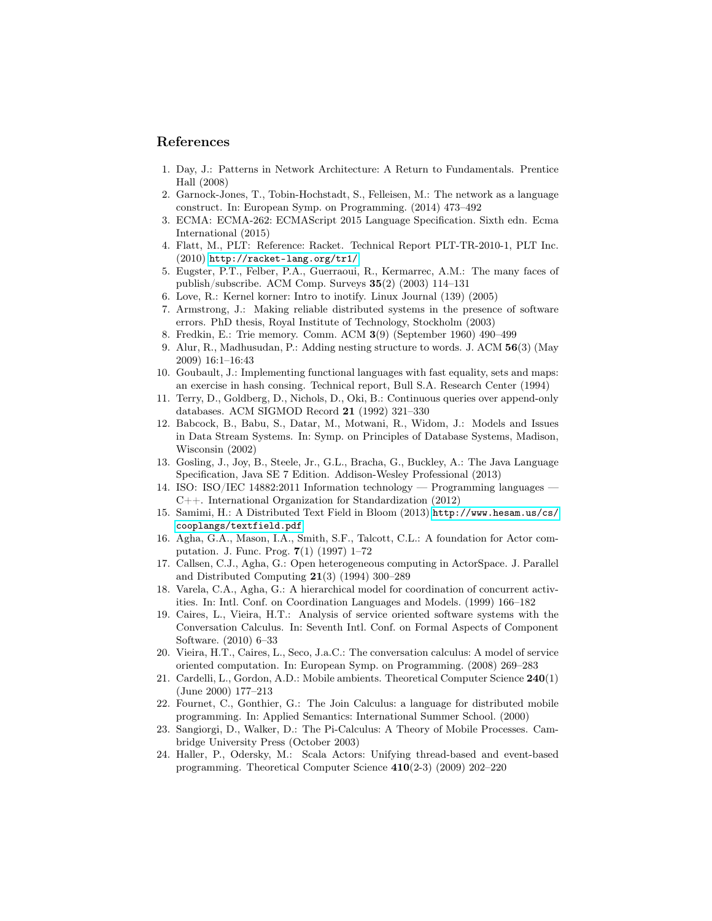## References

1. Day, J.: Patterns in Network Architecture: A Return to Fundamentals. Prentice Hall (2008)
2. Garnock-Jones, T., Tobin-Hochstadt, S., Felleisen, M.: The network as a language construct. In: European Symp. on Programming. (2014) 473–492
3. ECMA: ECMA-262: ECMAScript 2015 Language Specification. Sixth edn. Ecma International (2015)
4. Flatt, M., PLT: Reference: Racket. Technical Report PLT-TR-2010-1, PLT Inc. (2010) http://racket-lang.org/tr1/
5. Eugster, P.T., Felber, P.A., Guerraoui, R., Kermarrec, A.M.: The many faces of publish/subscribe. ACM Comp. Surveys **35**(2) (2003) 114–131
6. Love, R.: Kernel korner: Intro to inotify. Linux Journal (139) (2005)
7. Armstrong, J.: Making reliable distributed systems in the presence of software errors. PhD thesis, Royal Institute of Technology, Stockholm (2003)
8. Fredkin, E.: Trie memory. Comm. ACM **3**(9) (September 1960) 490–499
9. Alur, R., Madhusudan, P.: Adding nesting structure to words. J. ACM **56**(3) (May 2009) 16:1–16:43
10. Goubault, J.: Implementing functional languages with fast equality, sets and maps: an exercise in hash consing. Technical report, Bull S.A. Research Center (1994)
11. Terry, D., Goldberg, D., Nichols, D., Oki, B.: Continuous queries over append-only databases. ACM SIGMOD Record **21** (1992) 321–330
12. Babcock, B., Babu, S., Datar, M., Motwani, R., Widom, J.: Models and Issues in Data Stream Systems. In: Symp. on Principles of Database Systems, Madison, Wisconsin (2002)
13. Gosling, J., Joy, B., Steele, Jr., G.L., Bracha, G., Buckley, A.: The Java Language Specification, Java SE 7 Edition. Addison-Wesley Professional (2013)
14. ISO: ISO/IEC 14882:2011 Information technology — Programming languages — C++. International Organization for Standardization (2012)
15. Samimi, H.: A Distributed Text Field in Bloom (2013) http://www.hesam.us/cs/cooplangs/textfield.pdf
16. Agha, G.A., Mason, I.A., Smith, S.F., Talcott, C.L.: A foundation for Actor computation. J. Func. Prog. **7**(1) (1997) 1–72
17. Callsen, C.J., Agha, G.: Open heterogeneous computing in ActorSpace. J. Parallel and Distributed Computing **21**(3) (1994) 300–289
18. Varela, C.A., Agha, G.: A hierarchical model for coordination of concurrent activities. In: Intl. Conf. on Coordination Languages and Models. (1999) 166–182
19. Caires, L., Vieira, H.T.: Analysis of service oriented software systems with the Conversation Calculus. In: Seventh Intl. Conf. on Formal Aspects of Component Software. (2010) 6–33
20. Vieira, H.T., Caires, L., Seco, J.a.C.: The conversation calculus: A model of service oriented computation. In: European Symp. on Programming. (2008) 269–283
21. Cardelli, L., Gordon, A.D.: Mobile ambients. Theoretical Computer Science **240**(1) (June 2000) 177–213
22. Fournet, C., Gonthier, G.: The Join Calculus: a language for distributed mobile programming. In: Applied Semantics: International Summer School. (2000)
23. Sangiorgi, D., Walker, D.: The Pi-Calculus: A Theory of Mobile Processes. Cambridge University Press (October 2003)
24. Haller, P., Odersky, M.: Scala Actors: Unifying thread-based and event-based programming. Theoretical Computer Science **410**(2-3) (2009) 202–220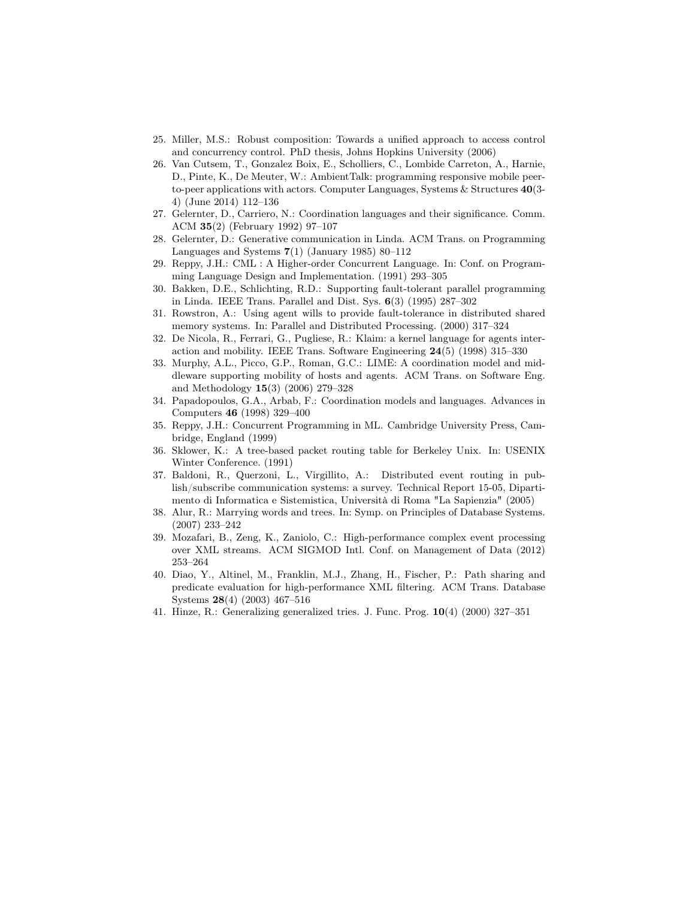25. Miller, M.S.: Robust composition: Towards a unified approach to access control and concurrency control. PhD thesis, Johns Hopkins University (2006)
26. Van Cutsem, T., Gonzalez Boix, E., Scholliers, C., Lombide Carreton, A., Harnie, D., Pinte, K., De Meuter, W.: AmbientTalk: programming responsive mobile peer-to-peer applications with actors. Computer Languages, Systems & Structures **40**(3-4) (June 2014) 112–136
27. Gelernter, D., Carriero, N.: Coordination languages and their significance. Comm. ACM **35**(2) (February 1992) 97–107
28. Gelernter, D.: Generative communication in Linda. ACM Trans. on Programming Languages and Systems **7**(1) (January 1985) 80–112
29. Reppy, J.H.: CML : A Higher-order Concurrent Language. In: Conf. on Programming Language Design and Implementation. (1991) 293–305
30. Bakken, D.E., Schlichting, R.D.: Supporting fault-tolerant parallel programming in Linda. IEEE Trans. Parallel and Dist. Sys. **6**(3) (1995) 287–302
31. Rowstron, A.: Using agent wills to provide fault-tolerance in distributed shared memory systems. In: Parallel and Distributed Processing. (2000) 317–324
32. De Nicola, R., Ferrari, G., Pugliese, R.: Klaim: a kernel language for agents interaction and mobility. IEEE Trans. Software Engineering **24**(5) (1998) 315–330
33. Murphy, A.L., Picco, G.P., Roman, G.C.: LIME: A coordination model and middleware supporting mobility of hosts and agents. ACM Trans. on Software Eng. and Methodology **15**(3) (2006) 279–328
34. Papadopoulos, G.A., Arbab, F.: Coordination models and languages. Advances in Computers **46** (1998) 329–400
35. Reppy, J.H.: Concurrent Programming in ML. Cambridge University Press, Cambridge, England (1999)
36. Sklower, K.: A tree-based packet routing table for Berkeley Unix. In: USENIX Winter Conference. (1991)
37. Baldoni, R., Querzoni, L., Virgillito, A.: Distributed event routing in publish/subscribe communication systems: a survey. Technical Report 15-05, Dipartimento di Informatica e Sistemistica, Università di Roma "La Sapienzia" (2005)
38. Alur, R.: Marrying words and trees. In: Symp. on Principles of Database Systems. (2007) 233–242
39. Mozafari, B., Zeng, K., Zaniolo, C.: High-performance complex event processing over XML streams. ACM SIGMOD Intl. Conf. on Management of Data (2012) 253–264
40. Diao, Y., Altinel, M., Franklin, M.J., Zhang, H., Fischer, P.: Path sharing and predicate evaluation for high-performance XML filtering. ACM Trans. Database Systems **28**(4) (2003) 467–516
41. Hinze, R.: Generalizing generalized tries. J. Func. Prog. **10**(4) (2000) 327–351